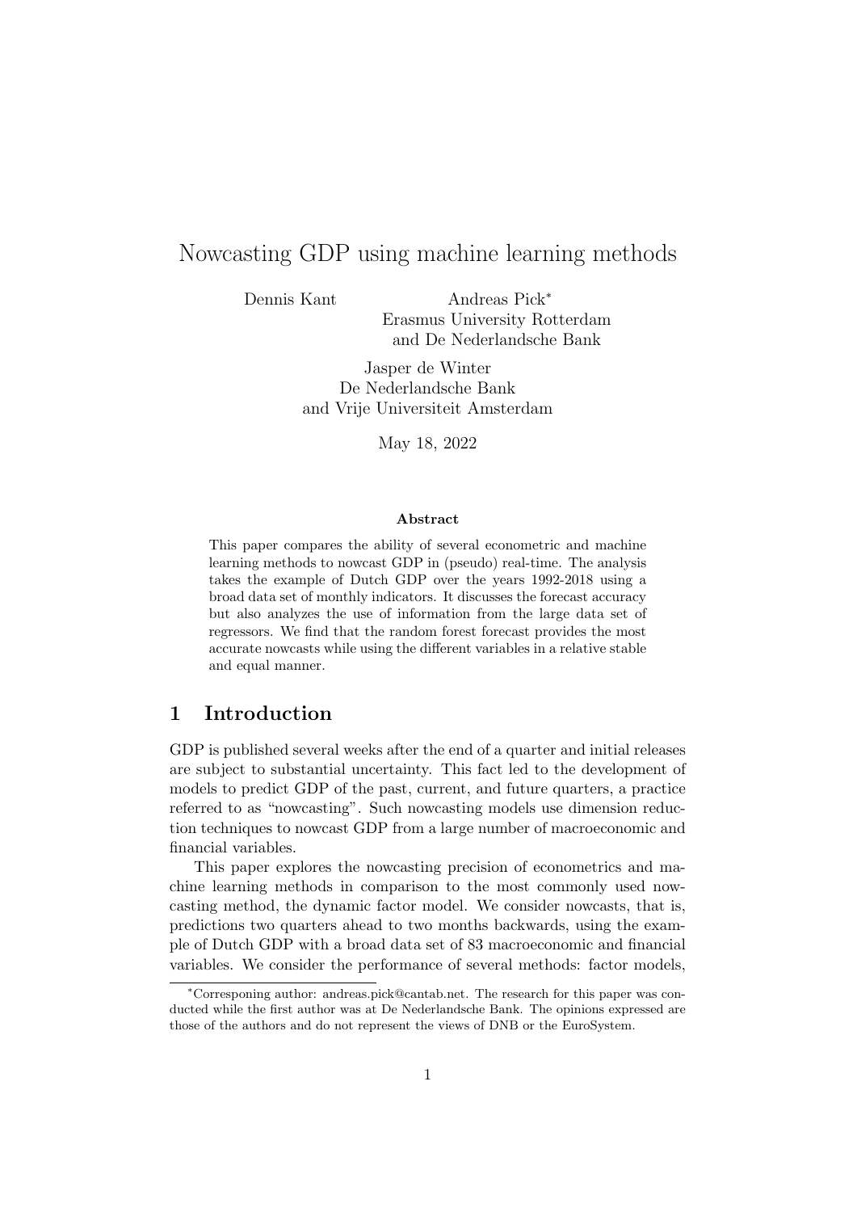# Nowcasting GDP using machine learning methods

Dennis Kant

Andreas Pick*
Erasmus University Rotterdam
and De Nederlandsche Bank

Jasper de Winter
De Nederlandsche Bank
and Vrije Universiteit Amsterdam

May 18, 2022

**Abstract**

This paper compares the ability of several econometric and machine learning methods to nowcast GDP in (pseudo) real-time. The analysis takes the example of Dutch GDP over the years 1992-2018 using a broad data set of monthly indicators. It discusses the forecast accuracy but also analyzes the use of information from the large data set of regressors. We find that the random forest forecast provides the most accurate nowcasts while using the different variables in a relative stable and equal manner.

## 1 Introduction

GDP is published several weeks after the end of a quarter and initial releases are subject to substantial uncertainty. This fact led to the development of models to predict GDP of the past, current, and future quarters, a practice referred to as "nowcasting". Such nowcasting models use dimension reduction techniques to nowcast GDP from a large number of macroeconomic and financial variables.

This paper explores the nowcasting precision of econometrics and machine learning methods in comparison to the most commonly used nowcasting method, the dynamic factor model. We consider nowcasts, that is, predictions two quarters ahead to two months backwards, using the example of Dutch GDP with a broad data set of 83 macroeconomic and financial variables. We consider the performance of several methods: factor models,

*Corresponing author: andreas.pick@cantab.net. The research for this paper was conducted while the first author was at De Nederlandsche Bank. The opinions expressed are those of the authors and do not represent the views of DNB or the EuroSystem.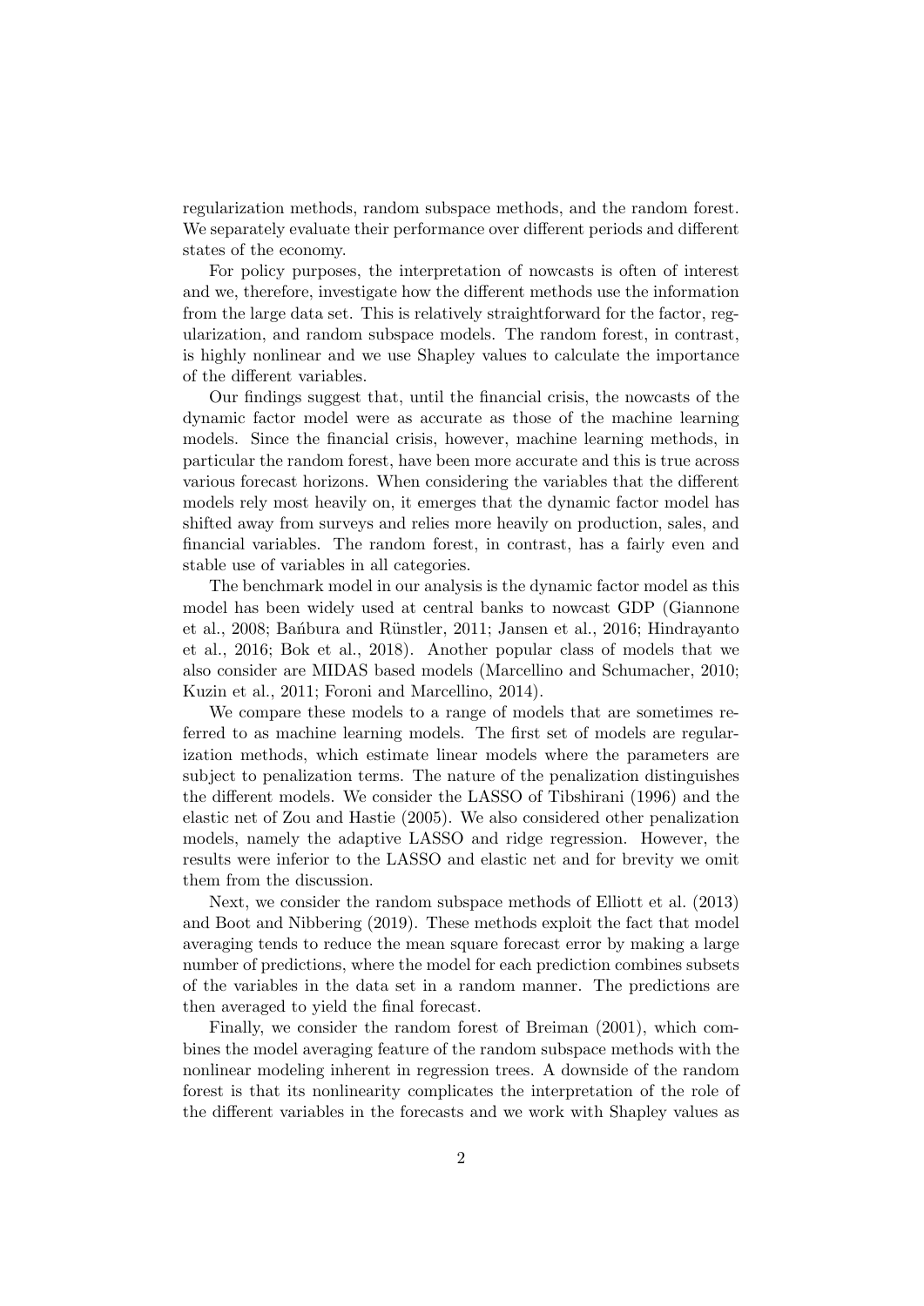regularization methods, random subspace methods, and the random forest. We separately evaluate their performance over different periods and different states of the economy.

For policy purposes, the interpretation of nowcasts is often of interest and we, therefore, investigate how the different methods use the information from the large data set. This is relatively straightforward for the factor, regularization, and random subspace models. The random forest, in contrast, is highly nonlinear and we use Shapley values to calculate the importance of the different variables.

Our findings suggest that, until the financial crisis, the nowcasts of the dynamic factor model were as accurate as those of the machine learning models. Since the financial crisis, however, machine learning methods, in particular the random forest, have been more accurate and this is true across various forecast horizons. When considering the variables that the different models rely most heavily on, it emerges that the dynamic factor model has shifted away from surveys and relies more heavily on production, sales, and financial variables. The random forest, in contrast, has a fairly even and stable use of variables in all categories.

The benchmark model in our analysis is the dynamic factor model as this model has been widely used at central banks to nowcast GDP (Giannone et al., 2008; Bańbura and Rünstler, 2011; Jansen et al., 2016; Hindrayanto et al., 2016; Bok et al., 2018). Another popular class of models that we also consider are MIDAS based models (Marcellino and Schumacher, 2010; Kuzin et al., 2011; Foroni and Marcellino, 2014).

We compare these models to a range of models that are sometimes referred to as machine learning models. The first set of models are regularization methods, which estimate linear models where the parameters are subject to penalization terms. The nature of the penalization distinguishes the different models. We consider the LASSO of Tibshirani (1996) and the elastic net of Zou and Hastie (2005). We also considered other penalization models, namely the adaptive LASSO and ridge regression. However, the results were inferior to the LASSO and elastic net and for brevity we omit them from the discussion.

Next, we consider the random subspace methods of Elliott et al. (2013) and Boot and Nibbering (2019). These methods exploit the fact that model averaging tends to reduce the mean square forecast error by making a large number of predictions, where the model for each prediction combines subsets of the variables in the data set in a random manner. The predictions are then averaged to yield the final forecast.

Finally, we consider the random forest of Breiman (2001), which combines the model averaging feature of the random subspace methods with the nonlinear modeling inherent in regression trees. A downside of the random forest is that its nonlinearity complicates the interpretation of the role of the different variables in the forecasts and we work with Shapley values as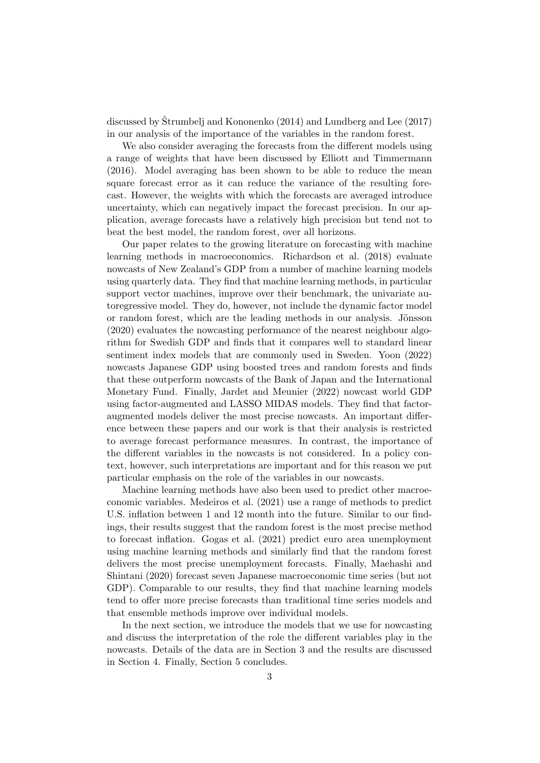discussed by Štrumbelj and Kononenko (2014) and Lundberg and Lee (2017) in our analysis of the importance of the variables in the random forest.

We also consider averaging the forecasts from the different models using a range of weights that have been discussed by Elliott and Timmermann (2016). Model averaging has been shown to be able to reduce the mean square forecast error as it can reduce the variance of the resulting forecast. However, the weights with which the forecasts are averaged introduce uncertainty, which can negatively impact the forecast precision. In our application, average forecasts have a relatively high precision but tend not to beat the best model, the random forest, over all horizons.

Our paper relates to the growing literature on forecasting with machine learning methods in macroeconomics. Richardson et al. (2018) evaluate nowcasts of New Zealand's GDP from a number of machine learning models using quarterly data. They find that machine learning methods, in particular support vector machines, improve over their benchmark, the univariate autoregressive model. They do, however, not include the dynamic factor model or random forest, which are the leading methods in our analysis. Jönsson (2020) evaluates the nowcasting performance of the nearest neighbour algorithm for Swedish GDP and finds that it compares well to standard linear sentiment index models that are commonly used in Sweden. Yoon (2022) nowcasts Japanese GDP using boosted trees and random forests and finds that these outperform nowcasts of the Bank of Japan and the International Monetary Fund. Finally, Jardet and Meunier (2022) nowcast world GDP using factor-augmented and LASSO MIDAS models. They find that factor-augmented models deliver the most precise nowcasts. An important difference between these papers and our work is that their analysis is restricted to average forecast performance measures. In contrast, the importance of the different variables in the nowcasts is not considered. In a policy context, however, such interpretations are important and for this reason we put particular emphasis on the role of the variables in our nowcasts.

Machine learning methods have also been used to predict other macroeconomic variables. Medeiros et al. (2021) use a range of methods to predict U.S. inflation between 1 and 12 month into the future. Similar to our findings, their results suggest that the random forest is the most precise method to forecast inflation. Gogas et al. (2021) predict euro area unemployment using machine learning methods and similarly find that the random forest delivers the most precise unemployment forecasts. Finally, Maehashi and Shintani (2020) forecast seven Japanese macroeconomic time series (but not GDP). Comparable to our results, they find that machine learning models tend to offer more precise forecasts than traditional time series models and that ensemble methods improve over individual models.

In the next section, we introduce the models that we use for nowcasting and discuss the interpretation of the role the different variables play in the nowcasts. Details of the data are in Section 3 and the results are discussed in Section 4. Finally, Section 5 concludes.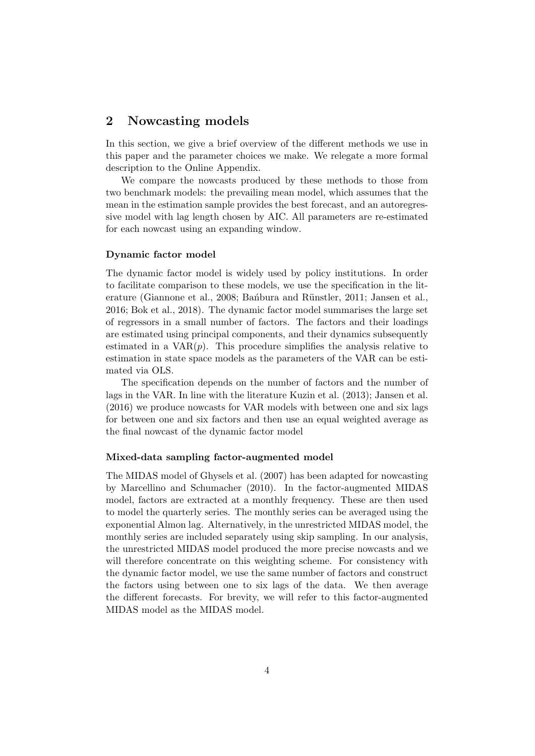## 2 Nowcasting models

In this section, we give a brief overview of the different methods we use in this paper and the parameter choices we make. We relegate a more formal description to the Online Appendix.

We compare the nowcasts produced by these methods to those from two benchmark models: the prevailing mean model, which assumes that the mean in the estimation sample provides the best forecast, and an autoregressive model with lag length chosen by AIC. All parameters are re-estimated for each nowcast using an expanding window.

#### Dynamic factor model

The dynamic factor model is widely used by policy institutions. In order to facilitate comparison to these models, we use the specification in the literature (Giannone et al., 2008; Bańbura and Rünstler, 2011; Jansen et al., 2016; Bok et al., 2018). The dynamic factor model summarises the large set of regressors in a small number of factors. The factors and their loadings are estimated using principal components, and their dynamics subsequently estimated in a VAR($p$). This procedure simplifies the analysis relative to estimation in state space models as the parameters of the VAR can be estimated via OLS.

The specification depends on the number of factors and the number of lags in the VAR. In line with the literature Kuzin et al. (2013); Jansen et al. (2016) we produce nowcasts for VAR models with between one and six lags for between one and six factors and then use an equal weighted average as the final nowcast of the dynamic factor model

#### Mixed-data sampling factor-augmented model

The MIDAS model of Ghysels et al. (2007) has been adapted for nowcasting by Marcellino and Schumacher (2010). In the factor-augmented MIDAS model, factors are extracted at a monthly frequency. These are then used to model the quarterly series. The monthly series can be averaged using the exponential Almon lag. Alternatively, in the unrestricted MIDAS model, the monthly series are included separately using skip sampling. In our analysis, the unrestricted MIDAS model produced the more precise nowcasts and we will therefore concentrate on this weighting scheme. For consistency with the dynamic factor model, we use the same number of factors and construct the factors using between one to six lags of the data. We then average the different forecasts. For brevity, we will refer to this factor-augmented MIDAS model as the MIDAS model.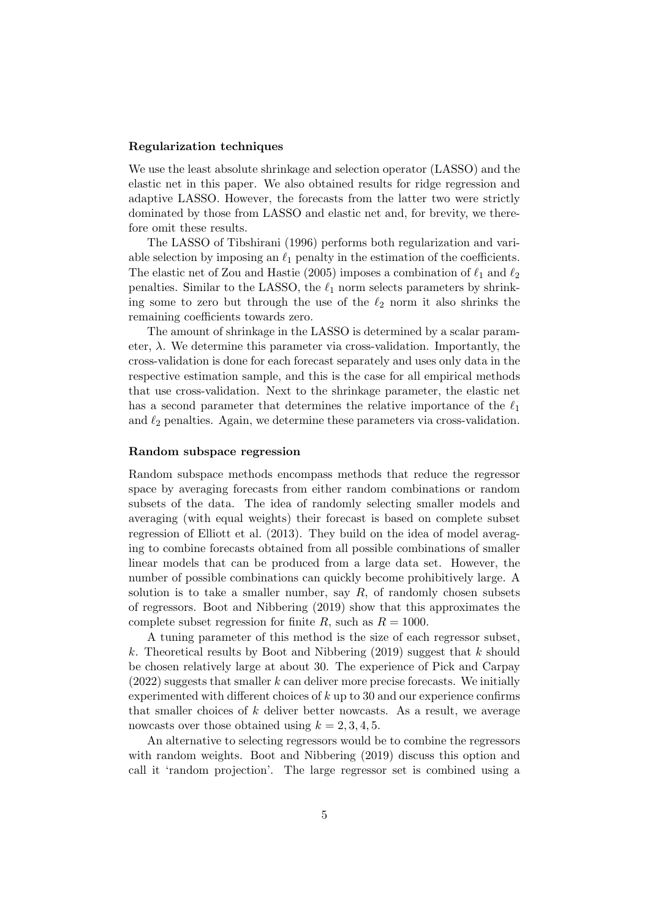**Regularization techniques**

We use the least absolute shrinkage and selection operator (LASSO) and the elastic net in this paper. We also obtained results for ridge regression and adaptive LASSO. However, the forecasts from the latter two were strictly dominated by those from LASSO and elastic net and, for brevity, we therefore omit these results.

The LASSO of Tibshirani (1996) performs both regularization and variable selection by imposing an $\ell_1$ penalty in the estimation of the coefficients. The elastic net of Zou and Hastie (2005) imposes a combination of $\ell_1$ and $\ell_2$ penalties. Similar to the LASSO, the $\ell_1$ norm selects parameters by shrinking some to zero but through the use of the $\ell_2$ norm it also shrinks the remaining coefficients towards zero.

The amount of shrinkage in the LASSO is determined by a scalar parameter, $\lambda$. We determine this parameter via cross-validation. Importantly, the cross-validation is done for each forecast separately and uses only data in the respective estimation sample, and this is the case for all empirical methods that use cross-validation. Next to the shrinkage parameter, the elastic net has a second parameter that determines the relative importance of the $\ell_1$ and $\ell_2$ penalties. Again, we determine these parameters via cross-validation.

**Random subspace regression**

Random subspace methods encompass methods that reduce the regressor space by averaging forecasts from either random combinations or random subsets of the data. The idea of randomly selecting smaller models and averaging (with equal weights) their forecast is based on complete subset regression of Elliott et al. (2013). They build on the idea of model averaging to combine forecasts obtained from all possible combinations of smaller linear models that can be produced from a large data set. However, the number of possible combinations can quickly become prohibitively large. A solution is to take a smaller number, say $R$, of randomly chosen subsets of regressors. Boot and Nibbering (2019) show that this approximates the complete subset regression for finite $R$, such as $R = 1000$.

A tuning parameter of this method is the size of each regressor subset, $k$. Theoretical results by Boot and Nibbering (2019) suggest that $k$ should be chosen relatively large at about 30. The experience of Pick and Carpay (2022) suggests that smaller $k$ can deliver more precise forecasts. We initially experimented with different choices of $k$ up to 30 and our experience confirms that smaller choices of $k$ deliver better nowcasts. As a result, we average nowcasts over those obtained using $k = 2, 3, 4, 5$.

An alternative to selecting regressors would be to combine the regressors with random weights. Boot and Nibbering (2019) discuss this option and call it 'random projection'. The large regressor set is combined using a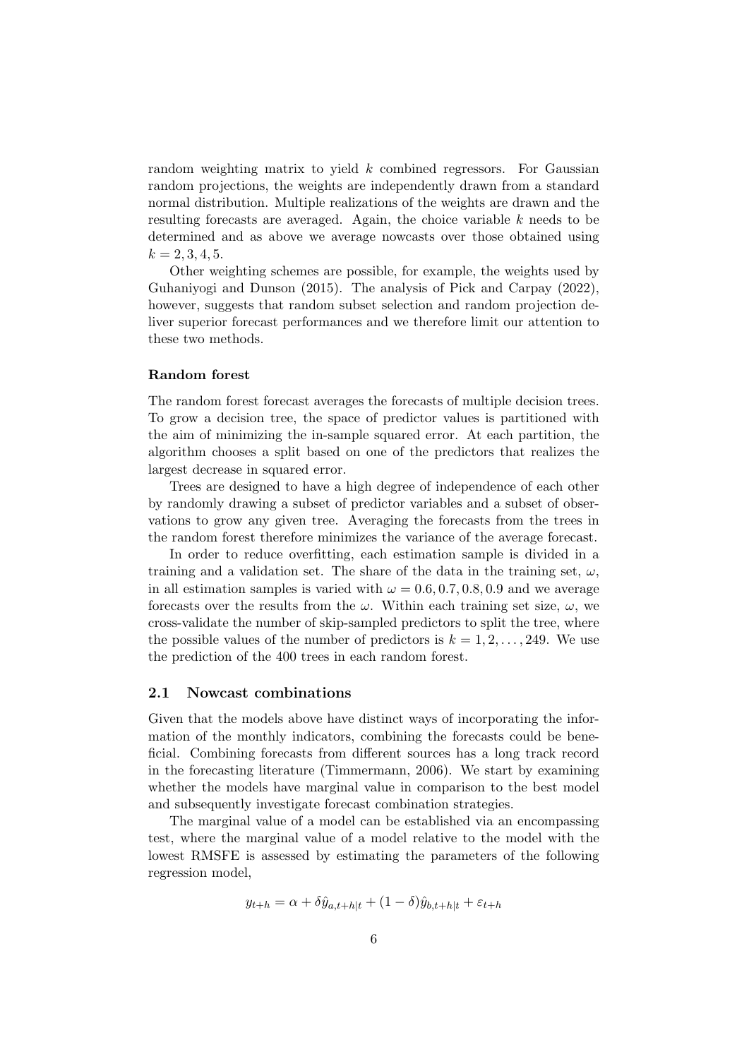random weighting matrix to yield $k$ combined regressors. For Gaussian random projections, the weights are independently drawn from a standard normal distribution. Multiple realizations of the weights are drawn and the resulting forecasts are averaged. Again, the choice variable $k$ needs to be determined and as above we average nowcasts over those obtained using $k = 2, 3, 4, 5$.

Other weighting schemes are possible, for example, the weights used by Guhaniyogi and Dunson (2015). The analysis of Pick and Carpay (2022), however, suggests that random subset selection and random projection deliver superior forecast performances and we therefore limit our attention to these two methods.

**Random forest**

The random forest forecast averages the forecasts of multiple decision trees. To grow a decision tree, the space of predictor values is partitioned with the aim of minimizing the in-sample squared error. At each partition, the algorithm chooses a split based on one of the predictors that realizes the largest decrease in squared error.

Trees are designed to have a high degree of independence of each other by randomly drawing a subset of predictor variables and a subset of observations to grow any given tree. Averaging the forecasts from the trees in the random forest therefore minimizes the variance of the average forecast.

In order to reduce overfitting, each estimation sample is divided in a training and a validation set. The share of the data in the training set, $\omega$, in all estimation samples is varied with $\omega = 0.6, 0.7, 0.8, 0.9$ and we average forecasts over the results from the $\omega$. Within each training set size, $\omega$, we cross-validate the number of skip-sampled predictors to split the tree, where the possible values of the number of predictors is $k = 1, 2, \ldots, 249$. We use the prediction of the 400 trees in each random forest.

## 2.1 Nowcast combinations

Given that the models above have distinct ways of incorporating the information of the monthly indicators, combining the forecasts could be beneficial. Combining forecasts from different sources has a long track record in the forecasting literature (Timmermann, 2006). We start by examining whether the models have marginal value in comparison to the best model and subsequently investigate forecast combination strategies.

The marginal value of a model can be established via an encompassing test, where the marginal value of a model relative to the model with the lowest RMSFE is assessed by estimating the parameters of the following regression model,

$$y_{t+h} = \alpha + \delta \hat{y}_{a,t+h|t} + (1 - \delta)\hat{y}_{b,t+h|t} + \varepsilon_{t+h}$$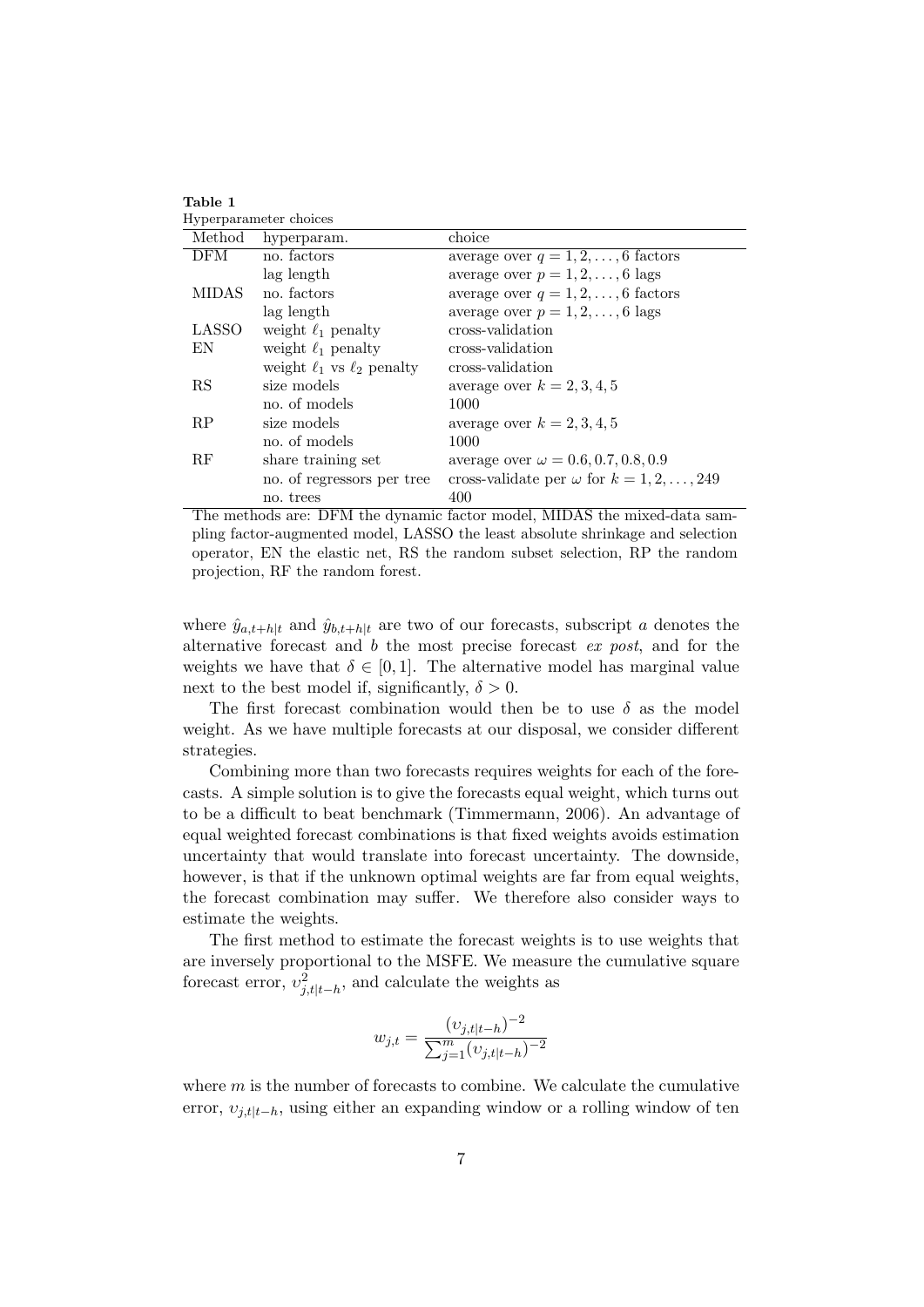**Table 1**
Hyperparameter choices

| Method | hyperparam. | choice |
|---|---|---|
| DFM | no. factors | average over $q = 1, 2, \ldots, 6$ factors |
| | lag length | average over $p = 1, 2, \ldots, 6$ lags |
| MIDAS | no. factors | average over $q = 1, 2, \ldots, 6$ factors |
| | lag length | average over $p = 1, 2, \ldots, 6$ lags |
| LASSO | weight $\ell_1$ penalty | cross-validation |
| EN | weight $\ell_1$ penalty | cross-validation |
| | weight $\ell_1$ vs $\ell_2$ penalty | cross-validation |
| RS | size models | average over $k = 2, 3, 4, 5$ |
| | no. of models | 1000 |
| RP | size models | average over $k = 2, 3, 4, 5$ |
| | no. of models | 1000 |
| RF | share training set | average over $\omega = 0.6, 0.7, 0.8, 0.9$ |
| | no. of regressors per tree | cross-validate per $\omega$ for $k = 1, 2, \ldots, 249$ |
| | no. trees | 400 |

The methods are: DFM the dynamic factor model, MIDAS the mixed-data sampling factor-augmented model, LASSO the least absolute shrinkage and selection operator, EN the elastic net, RS the random subset selection, RP the random projection, RF the random forest.

where $\hat{y}_{a,t+h|t}$ and $\hat{y}_{b,t+h|t}$ are two of our forecasts, subscript $a$ denotes the alternative forecast and $b$ the most precise forecast *ex post*, and for the weights we have that $\delta \in [0, 1]$. The alternative model has marginal value next to the best model if, significantly, $\delta > 0$.

The first forecast combination would then be to use $\delta$ as the model weight. As we have multiple forecasts at our disposal, we consider different strategies.

Combining more than two forecasts requires weights for each of the forecasts. A simple solution is to give the forecasts equal weight, which turns out to be a difficult to beat benchmark (Timmermann, 2006). An advantage of equal weighted forecast combinations is that fixed weights avoids estimation uncertainty that would translate into forecast uncertainty. The downside, however, is that if the unknown optimal weights are far from equal weights, the forecast combination may suffer. We therefore also consider ways to estimate the weights.

The first method to estimate the forecast weights is to use weights that are inversely proportional to the MSFE. We measure the cumulative square forecast error, $\upsilon^2_{j,t|t-h}$, and calculate the weights as

$$w_{j,t} = \frac{(\upsilon_{j,t|t-h})^{-2}}{\sum_{j=1}^{m} (\upsilon_{j,t|t-h})^{-2}}$$

where $m$ is the number of forecasts to combine. We calculate the cumulative error, $\upsilon_{j,t|t-h}$, using either an expanding window or a rolling window of ten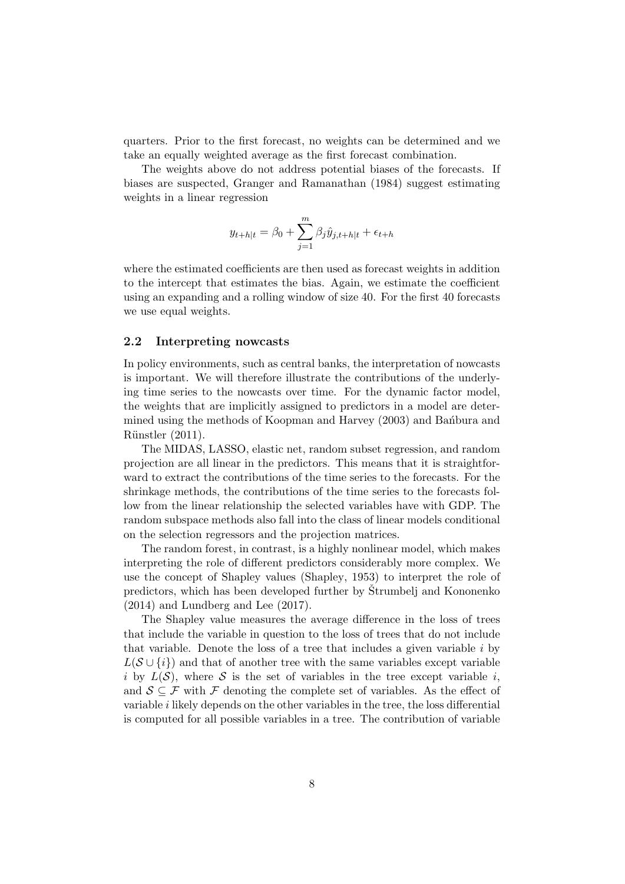quarters. Prior to the first forecast, no weights can be determined and we take an equally weighted average as the first forecast combination.

The weights above do not address potential biases of the forecasts. If biases are suspected, Granger and Ramanathan (1984) suggest estimating weights in a linear regression

$$y_{t+h|t} = \beta_0 + \sum_{j=1}^{m} \beta_j \hat{y}_{j,t+h|t} + \epsilon_{t+h}$$

where the estimated coefficients are then used as forecast weights in addition to the intercept that estimates the bias. Again, we estimate the coefficient using an expanding and a rolling window of size 40. For the first 40 forecasts we use equal weights.

### 2.2 Interpreting nowcasts

In policy environments, such as central banks, the interpretation of nowcasts is important. We will therefore illustrate the contributions of the underlying time series to the nowcasts over time. For the dynamic factor model, the weights that are implicitly assigned to predictors in a model are determined using the methods of Koopman and Harvey (2003) and Bańbura and Rünstler (2011).

The MIDAS, LASSO, elastic net, random subset regression, and random projection are all linear in the predictors. This means that it is straightforward to extract the contributions of the time series to the forecasts. For the shrinkage methods, the contributions of the time series to the forecasts follow from the linear relationship the selected variables have with GDP. The random subspace methods also fall into the class of linear models conditional on the selection regressors and the projection matrices.

The random forest, in contrast, is a highly nonlinear model, which makes interpreting the role of different predictors considerably more complex. We use the concept of Shapley values (Shapley, 1953) to interpret the role of predictors, which has been developed further by Štrumbelj and Kononenko (2014) and Lundberg and Lee (2017).

The Shapley value measures the average difference in the loss of trees that include the variable in question to the loss of trees that do not include that variable. Denote the loss of a tree that includes a given variable $i$ by $L(\mathcal{S} \cup \{i\})$ and that of another tree with the same variables except variable $i$ by $L(\mathcal{S})$, where $\mathcal{S}$ is the set of variables in the tree except variable $i$, and $\mathcal{S} \subseteq \mathcal{F}$ with $\mathcal{F}$ denoting the complete set of variables. As the effect of variable $i$ likely depends on the other variables in the tree, the loss differential is computed for all possible variables in a tree. The contribution of variable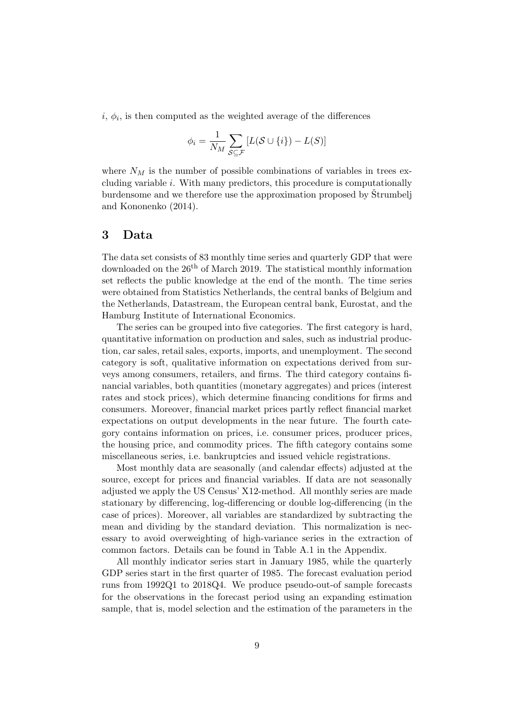$i$, $\phi_i$, is then computed as the weighted average of the differences

$$\phi_i = \frac{1}{N_M} \sum_{\mathcal{S} \subseteq \mathcal{F}} [L(\mathcal{S} \cup \{i\}) - L(S)]$$

where $N_M$ is the number of possible combinations of variables in trees excluding variable $i$. With many predictors, this procedure is computationally burdensome and we therefore use the approximation proposed by Štrumbelj and Kononenko (2014).

## 3 Data

The data set consists of 83 monthly time series and quarterly GDP that were downloaded on the 26th of March 2019. The statistical monthly information set reflects the public knowledge at the end of the month. The time series were obtained from Statistics Netherlands, the central banks of Belgium and the Netherlands, Datastream, the European central bank, Eurostat, and the Hamburg Institute of International Economics.

The series can be grouped into five categories. The first category is hard, quantitative information on production and sales, such as industrial production, car sales, retail sales, exports, imports, and unemployment. The second category is soft, qualitative information on expectations derived from surveys among consumers, retailers, and firms. The third category contains financial variables, both quantities (monetary aggregates) and prices (interest rates and stock prices), which determine financing conditions for firms and consumers. Moreover, financial market prices partly reflect financial market expectations on output developments in the near future. The fourth category contains information on prices, i.e. consumer prices, producer prices, the housing price, and commodity prices. The fifth category contains some miscellaneous series, i.e. bankruptcies and issued vehicle registrations.

Most monthly data are seasonally (and calendar effects) adjusted at the source, except for prices and financial variables. If data are not seasonally adjusted we apply the US Census' X12-method. All monthly series are made stationary by differencing, log-differencing or double log-differencing (in the case of prices). Moreover, all variables are standardized by subtracting the mean and dividing by the standard deviation. This normalization is necessary to avoid overweighting of high-variance series in the extraction of common factors. Details can be found in Table A.1 in the Appendix.

All monthly indicator series start in January 1985, while the quarterly GDP series start in the first quarter of 1985. The forecast evaluation period runs from 1992Q1 to 2018Q4. We produce pseudo-out-of sample forecasts for the observations in the forecast period using an expanding estimation sample, that is, model selection and the estimation of the parameters in the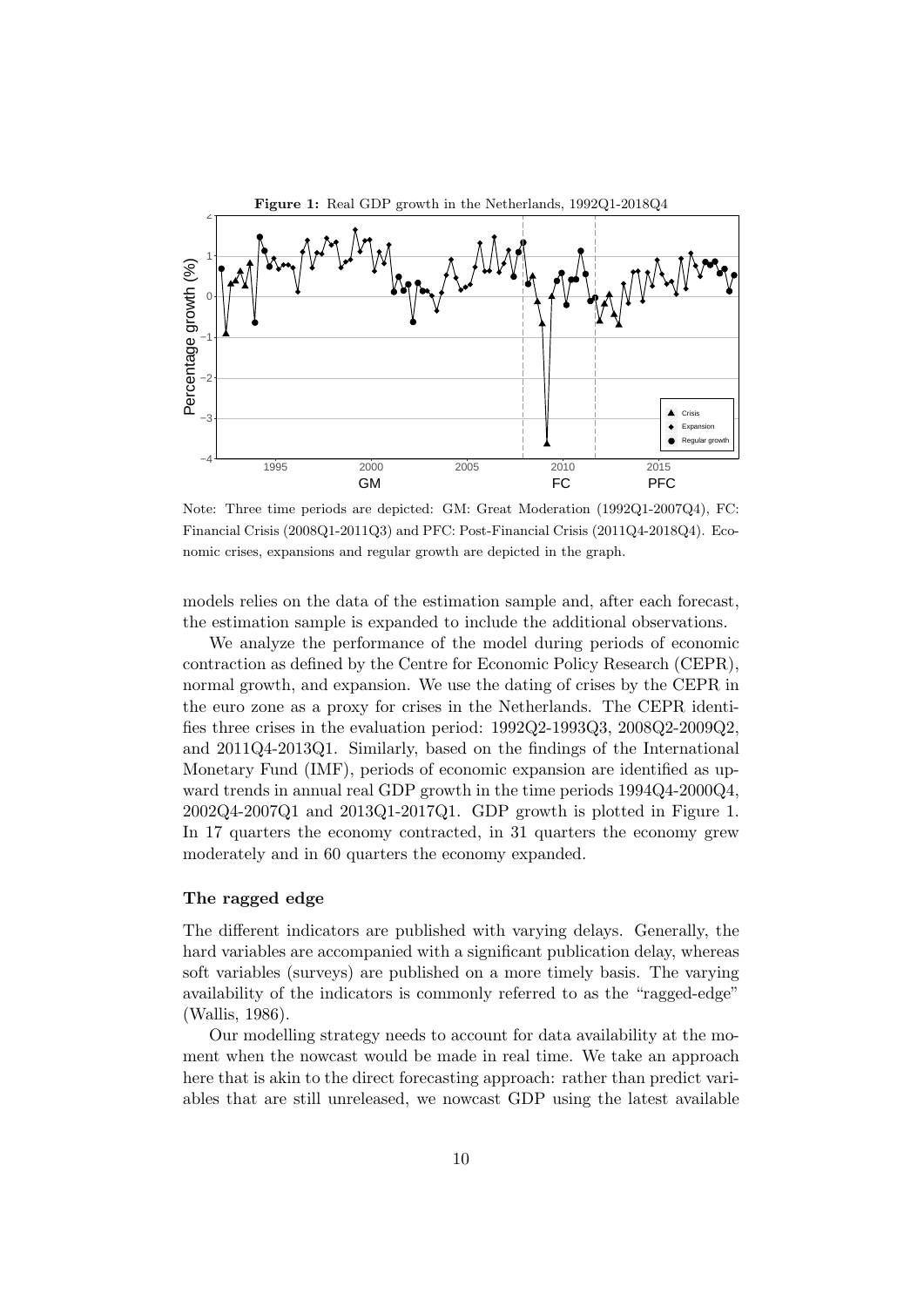**Figure 1:** Real GDP growth in the Netherlands, 1992Q1-2018Q4

Note: Three time periods are depicted: GM: Great Moderation (1992Q1-2007Q4), FC: Financial Crisis (2008Q1-2011Q3) and PFC: Post-Financial Crisis (2011Q4-2018Q4). Economic crises, expansions and regular growth are depicted in the graph.

models relies on the data of the estimation sample and, after each forecast, the estimation sample is expanded to include the additional observations.

We analyze the performance of the model during periods of economic contraction as defined by the Centre for Economic Policy Research (CEPR), normal growth, and expansion. We use the dating of crises by the CEPR in the euro zone as a proxy for crises in the Netherlands. The CEPR identifies three crises in the evaluation period: 1992Q2-1993Q3, 2008Q2-2009Q2, and 2011Q4-2013Q1. Similarly, based on the findings of the International Monetary Fund (IMF), periods of economic expansion are identified as upward trends in annual real GDP growth in the time periods 1994Q4-2000Q4, 2002Q4-2007Q1 and 2013Q1-2017Q1. GDP growth is plotted in Figure 1. In 17 quarters the economy contracted, in 31 quarters the economy grew moderately and in 60 quarters the economy expanded.

### The ragged edge

The different indicators are published with varying delays. Generally, the hard variables are accompanied with a significant publication delay, whereas soft variables (surveys) are published on a more timely basis. The varying availability of the indicators is commonly referred to as the "ragged-edge" (Wallis, 1986).

Our modelling strategy needs to account for data availability at the moment when the nowcast would be made in real time. We take an approach here that is akin to the direct forecasting approach: rather than predict variables that are still unreleased, we nowcast GDP using the latest available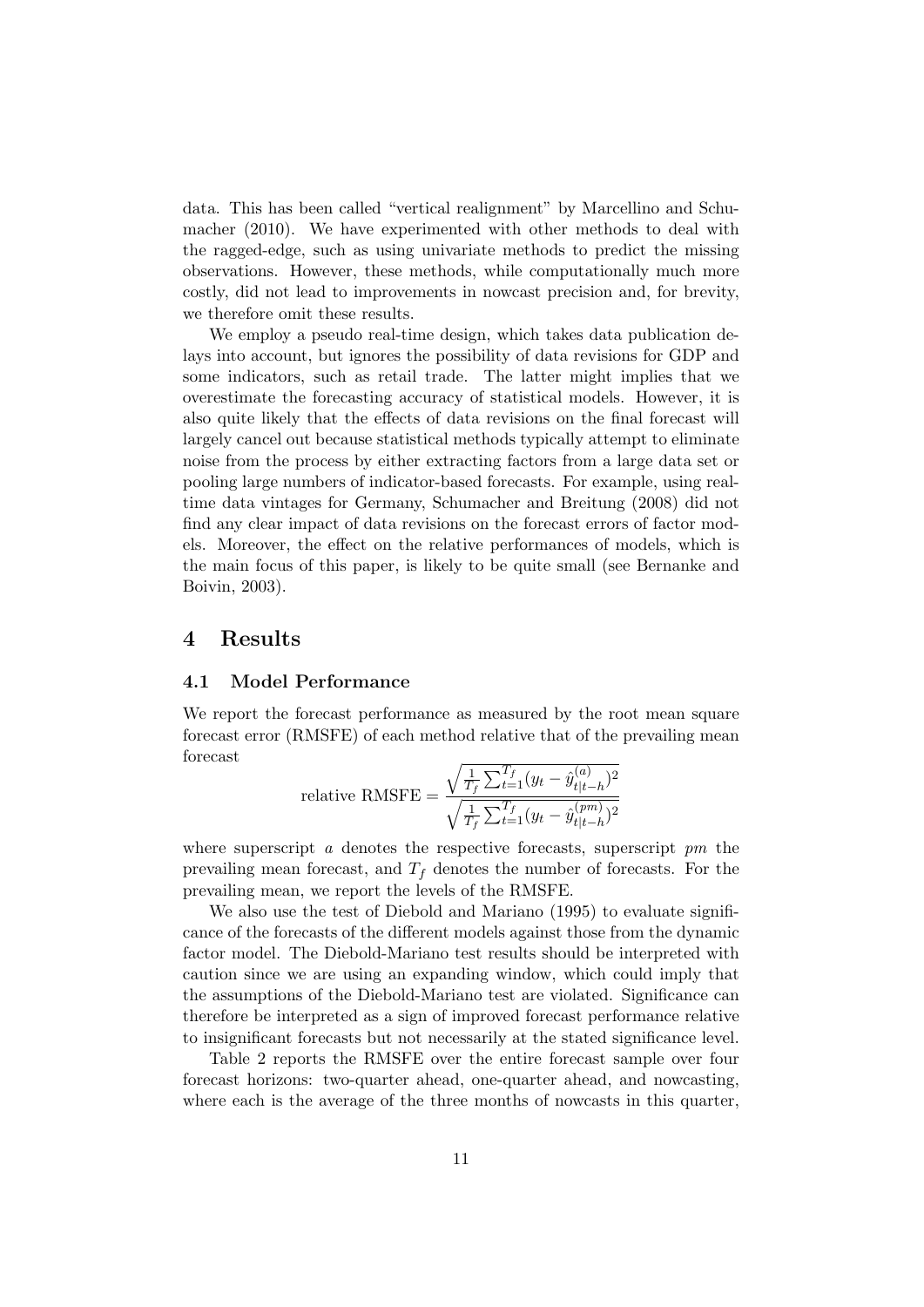data. This has been called "vertical realignment" by Marcellino and Schumacher (2010). We have experimented with other methods to deal with the ragged-edge, such as using univariate methods to predict the missing observations. However, these methods, while computationally much more costly, did not lead to improvements in nowcast precision and, for brevity, we therefore omit these results.

We employ a pseudo real-time design, which takes data publication delays into account, but ignores the possibility of data revisions for GDP and some indicators, such as retail trade. The latter might implies that we overestimate the forecasting accuracy of statistical models. However, it is also quite likely that the effects of data revisions on the final forecast will largely cancel out because statistical methods typically attempt to eliminate noise from the process by either extracting factors from a large data set or pooling large numbers of indicator-based forecasts. For example, using real-time data vintages for Germany, Schumacher and Breitung (2008) did not find any clear impact of data revisions on the forecast errors of factor models. Moreover, the effect on the relative performances of models, which is the main focus of this paper, is likely to be quite small (see Bernanke and Boivin, 2003).

# 4 Results

## 4.1 Model Performance

We report the forecast performance as measured by the root mean square forecast error (RMSFE) of each method relative that of the prevailing mean forecast

$$\text{relative RMSFE} = \frac{\sqrt{\frac{1}{T_f}\sum_{t=1}^{T_f}(y_t - \hat{y}^{(a)}_{t|t-h})^2}}{\sqrt{\frac{1}{T_f}\sum_{t=1}^{T_f}(y_t - \hat{y}^{(pm)}_{t|t-h})^2}}$$

where superscript $a$ denotes the respective forecasts, superscript $pm$ the prevailing mean forecast, and $T_f$ denotes the number of forecasts. For the prevailing mean, we report the levels of the RMSFE.

We also use the test of Diebold and Mariano (1995) to evaluate significance of the forecasts of the different models against those from the dynamic factor model. The Diebold-Mariano test results should be interpreted with caution since we are using an expanding window, which could imply that the assumptions of the Diebold-Mariano test are violated. Significance can therefore be interpreted as a sign of improved forecast performance relative to insignificant forecasts but not necessarily at the stated significance level.

Table 2 reports the RMSFE over the entire forecast sample over four forecast horizons: two-quarter ahead, one-quarter ahead, and nowcasting, where each is the average of the three months of nowcasts in this quarter,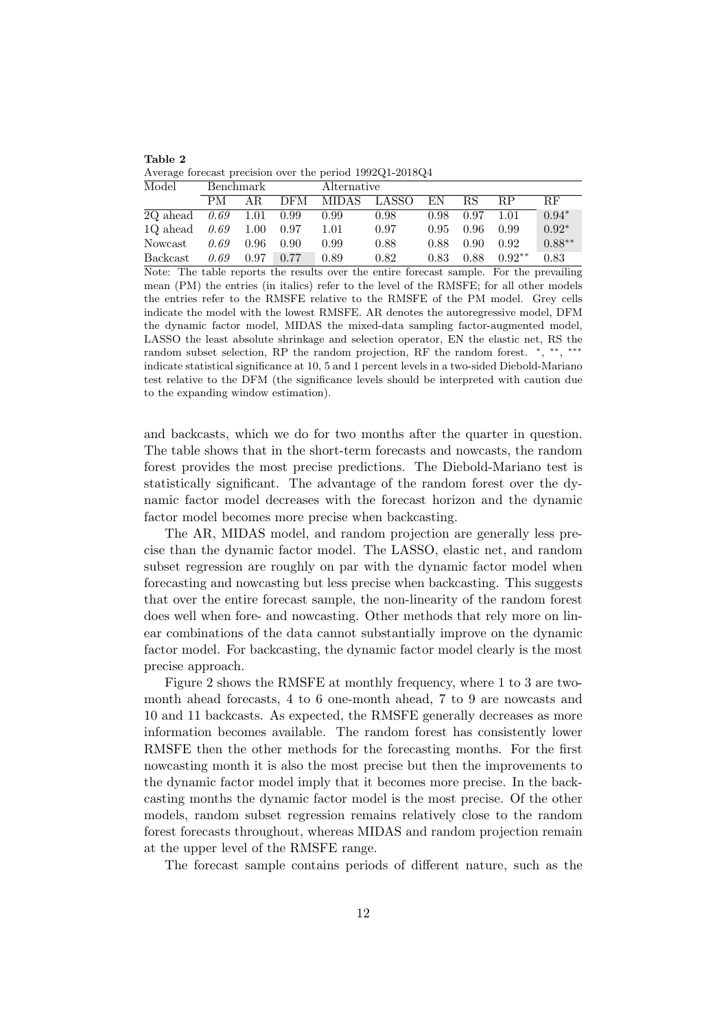**Table 2**
Average forecast precision over the period 1992Q1-2018Q4

| Model | Benchmark | | | Alternative | | | | | |
|---|---|---|---|---|---|---|---|---|---|
| | PM | AR | DFM | MIDAS | LASSO | EN | RS | RP | RF |
| 2Q ahead | *0.69* | 1.01 | 0.99 | 0.99 | 0.98 | 0.98 | 0.97 | 1.01 | 0.94* |
| 1Q ahead | *0.69* | 1.00 | 0.97 | 1.01 | 0.97 | 0.95 | 0.96 | 0.99 | 0.92* |
| Nowcast | *0.69* | 0.96 | 0.90 | 0.99 | 0.88 | 0.88 | 0.90 | 0.92 | 0.88** |
| Backcast | *0.69* | 0.97 | 0.77 | 0.89 | 0.82 | 0.83 | 0.88 | 0.92** | 0.83 |

Note: The table reports the results over the entire forecast sample. For the prevailing mean (PM) the entries (in italics) refer to the level of the RMSFE; for all other models the entries refer to the RMSFE relative to the RMSFE of the PM model. Grey cells indicate the model with the lowest RMSFE. AR denotes the autoregressive model, DFM the dynamic factor model, MIDAS the mixed-data sampling factor-augmented model, LASSO the least absolute shrinkage and selection operator, EN the elastic net, RS the random subset selection, RP the random projection, RF the random forest. *, **, *** indicate statistical significance at 10, 5 and 1 percent levels in a two-sided Diebold-Mariano test relative to the DFM (the significance levels should be interpreted with caution due to the expanding window estimation).

and backcasts, which we do for two months after the quarter in question. The table shows that in the short-term forecasts and nowcasts, the random forest provides the most precise predictions. The Diebold-Mariano test is statistically significant. The advantage of the random forest over the dynamic factor model decreases with the forecast horizon and the dynamic factor model becomes more precise when backcasting.

The AR, MIDAS model, and random projection are generally less precise than the dynamic factor model. The LASSO, elastic net, and random subset regression are roughly on par with the dynamic factor model when forecasting and nowcasting but less precise when backcasting. This suggests that over the entire forecast sample, the non-linearity of the random forest does well when fore- and nowcasting. Other methods that rely more on linear combinations of the data cannot substantially improve on the dynamic factor model. For backcasting, the dynamic factor model clearly is the most precise approach.

Figure 2 shows the RMSFE at monthly frequency, where 1 to 3 are two-month ahead forecasts, 4 to 6 one-month ahead, 7 to 9 are nowcasts and 10 and 11 backcasts. As expected, the RMSFE generally decreases as more information becomes available. The random forest has consistently lower RMSFE then the other methods for the forecasting months. For the first nowcasting month it is also the most precise but then the improvements to the dynamic factor model imply that it becomes more precise. In the backcasting months the dynamic factor model is the most precise. Of the other models, random subset regression remains relatively close to the random forest forecasts throughout, whereas MIDAS and random projection remain at the upper level of the RMSFE range.

The forecast sample contains periods of different nature, such as the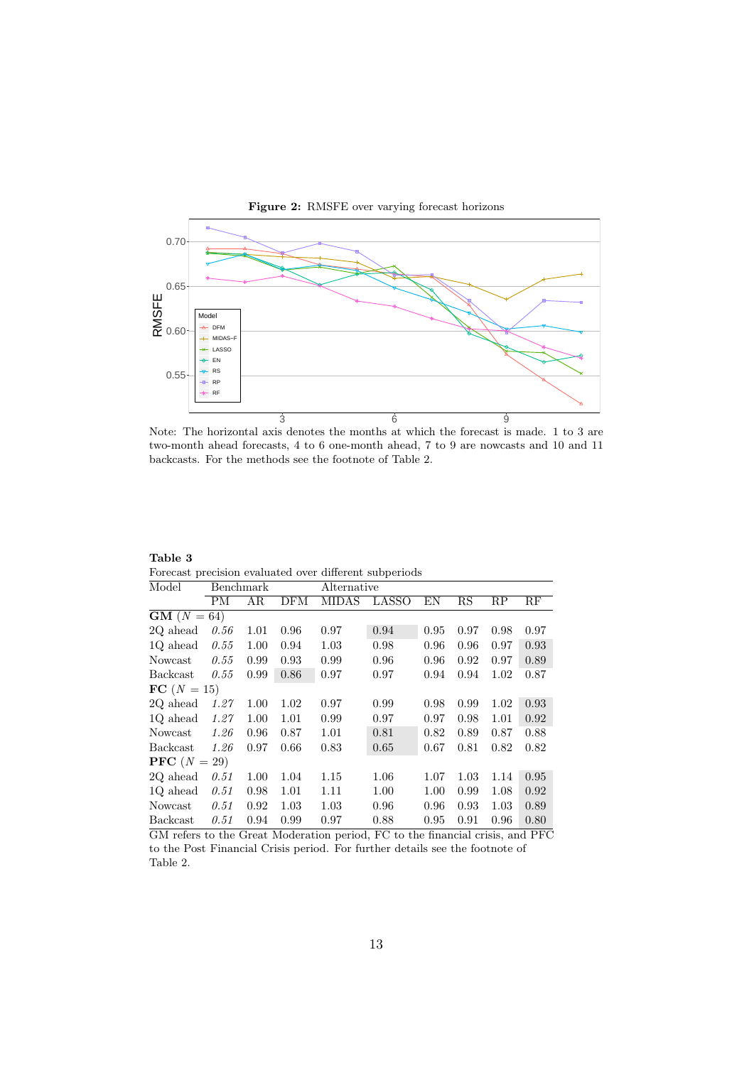**Figure 2:** RMSFE over varying forecast horizons

Note: The horizontal axis denotes the months at which the forecast is made. 1 to 3 are two-month ahead forecasts, 4 to 6 one-month ahead, 7 to 9 are nowcasts and 10 and 11 backcasts. For the methods see the footnote of Table 2.

**Table 3**

Forecast precision evaluated over different subperiods

| Model | Benchmark | | | Alternative | | | | | |
|---|---|---|---|---|---|---|---|---|---|
| | PM | AR | DFM | MIDAS | LASSO | EN | RS | RP | RF |
| **GM** ($N = 64$) | | | | | | | | | |
| 2Q ahead | *0.56* | 1.01 | 0.96 | 0.97 | 0.94 | 0.95 | 0.97 | 0.98 | 0.97 |
| 1Q ahead | *0.55* | 1.00 | 0.94 | 1.03 | 0.98 | 0.96 | 0.96 | 0.97 | 0.93 |
| Nowcast | *0.55* | 0.99 | 0.93 | 0.99 | 0.96 | 0.96 | 0.92 | 0.97 | 0.89 |
| Backcast | *0.55* | 0.99 | 0.86 | 0.97 | 0.97 | 0.94 | 0.94 | 1.02 | 0.87 |
| **FC** ($N = 15$) | | | | | | | | | |
| 2Q ahead | *1.27* | 1.00 | 1.02 | 0.97 | 0.99 | 0.98 | 0.99 | 1.02 | 0.93 |
| 1Q ahead | *1.27* | 1.00 | 1.01 | 0.99 | 0.97 | 0.97 | 0.98 | 1.01 | 0.92 |
| Nowcast | *1.26* | 0.96 | 0.87 | 1.01 | 0.81 | 0.82 | 0.89 | 0.87 | 0.88 |
| Backcast | *1.26* | 0.97 | 0.66 | 0.83 | 0.65 | 0.67 | 0.81 | 0.82 | 0.82 |
| **PFC** ($N = 29$) | | | | | | | | | |
| 2Q ahead | *0.51* | 1.00 | 1.04 | 1.15 | 1.06 | 1.07 | 1.03 | 1.14 | 0.95 |
| 1Q ahead | *0.51* | 0.98 | 1.01 | 1.11 | 1.00 | 1.00 | 0.99 | 1.08 | 0.92 |
| Nowcast | *0.51* | 0.92 | 1.03 | 1.03 | 0.96 | 0.96 | 0.93 | 1.03 | 0.89 |
| Backcast | *0.51* | 0.94 | 0.99 | 0.97 | 0.88 | 0.95 | 0.91 | 0.96 | 0.80 |

GM refers to the Great Moderation period, FC to the financial crisis, and PFC to the Post Financial Crisis period. For further details see the footnote of Table 2.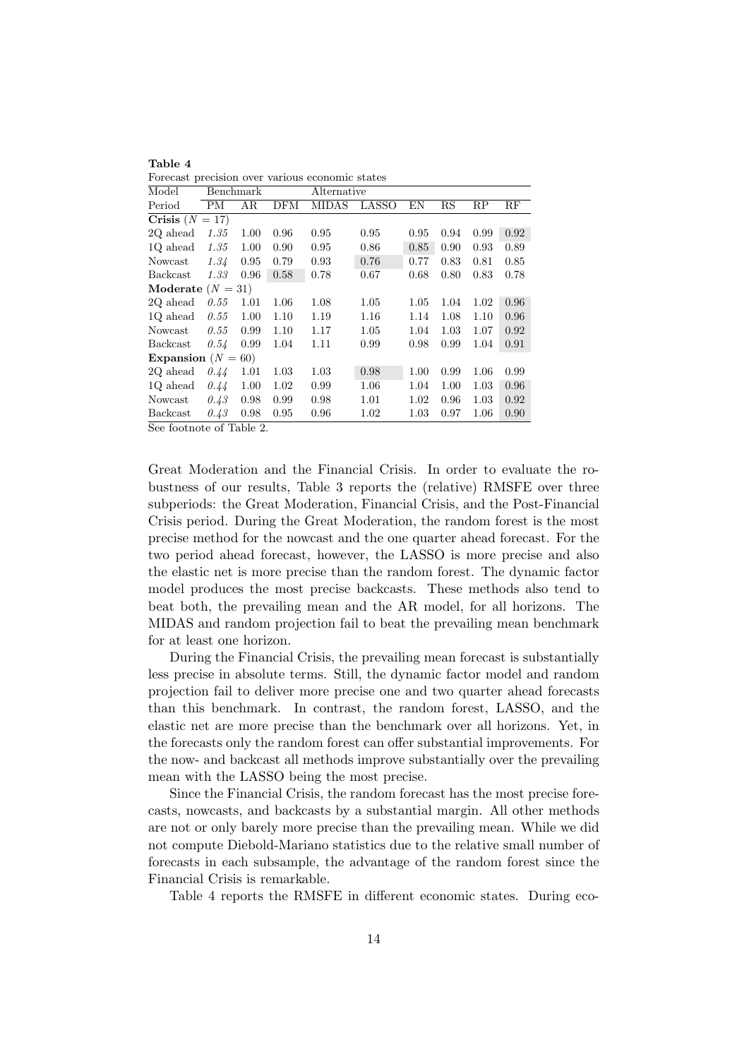**Table 4**
Forecast precision over various economic states

| Model | Benchmark | | | Alternative | | | | | |
|---|---|---|---|---|---|---|---|---|---|
| Period | PM | AR | DFM | MIDAS | LASSO | EN | RS | RP | RF |
| **Crisis** ($N = 17$) | | | | | | | | | |
| 2Q ahead | *1.35* | 1.00 | 0.96 | 0.95 | 0.95 | 0.95 | 0.94 | 0.99 | 0.92 |
| 1Q ahead | *1.35* | 1.00 | 0.90 | 0.95 | 0.86 | 0.85 | 0.90 | 0.93 | 0.89 |
| Nowcast | *1.34* | 0.95 | 0.79 | 0.93 | 0.76 | 0.77 | 0.83 | 0.81 | 0.85 |
| Backcast | *1.33* | 0.96 | 0.58 | 0.78 | 0.67 | 0.68 | 0.80 | 0.83 | 0.78 |
| **Moderate** ($N = 31$) | | | | | | | | | |
| 2Q ahead | *0.55* | 1.01 | 1.06 | 1.08 | 1.05 | 1.05 | 1.04 | 1.02 | 0.96 |
| 1Q ahead | *0.55* | 1.00 | 1.10 | 1.19 | 1.16 | 1.14 | 1.08 | 1.10 | 0.96 |
| Nowcast | *0.55* | 0.99 | 1.10 | 1.17 | 1.05 | 1.04 | 1.03 | 1.07 | 0.92 |
| Backcast | *0.54* | 0.99 | 1.04 | 1.11 | 0.99 | 0.98 | 0.99 | 1.04 | 0.91 |
| **Expansion** ($N = 60$) | | | | | | | | | |
| 2Q ahead | *0.44* | 1.01 | 1.03 | 1.03 | 0.98 | 1.00 | 0.99 | 1.06 | 0.99 |
| 1Q ahead | *0.44* | 1.00 | 1.02 | 0.99 | 1.06 | 1.04 | 1.00 | 1.03 | 0.96 |
| Nowcast | *0.43* | 0.98 | 0.99 | 0.98 | 1.01 | 1.02 | 0.96 | 1.03 | 0.92 |
| Backcast | *0.43* | 0.98 | 0.95 | 0.96 | 1.02 | 1.03 | 0.97 | 1.06 | 0.90 |

See footnote of Table 2.

Great Moderation and the Financial Crisis. In order to evaluate the robustness of our results, Table 3 reports the (relative) RMSFE over three subperiods: the Great Moderation, Financial Crisis, and the Post-Financial Crisis period. During the Great Moderation, the random forest is the most precise method for the nowcast and the one quarter ahead forecast. For the two period ahead forecast, however, the LASSO is more precise and also the elastic net is more precise than the random forest. The dynamic factor model produces the most precise backcasts. These methods also tend to beat both, the prevailing mean and the AR model, for all horizons. The MIDAS and random projection fail to beat the prevailing mean benchmark for at least one horizon.

During the Financial Crisis, the prevailing mean forecast is substantially less precise in absolute terms. Still, the dynamic factor model and random projection fail to deliver more precise one and two quarter ahead forecasts than this benchmark. In contrast, the random forest, LASSO, and the elastic net are more precise than the benchmark over all horizons. Yet, in the forecasts only the random forest can offer substantial improvements. For the now- and backcast all methods improve substantially over the prevailing mean with the LASSO being the most precise.

Since the Financial Crisis, the random forecast has the most precise forecasts, nowcasts, and backcasts by a substantial margin. All other methods are not or only barely more precise than the prevailing mean. While we did not compute Diebold-Mariano statistics due to the relative small number of forecasts in each subsample, the advantage of the random forest since the Financial Crisis is remarkable.

Table 4 reports the RMSFE in different economic states. During eco-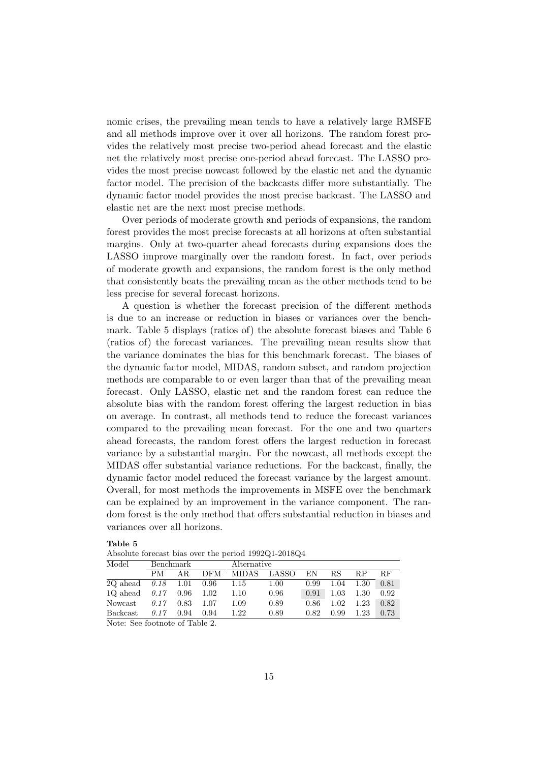nomic crises, the prevailing mean tends to have a relatively large RMSFE and all methods improve over it over all horizons. The random forest provides the relatively most precise two-period ahead forecast and the elastic net the relatively most precise one-period ahead forecast. The LASSO provides the most precise nowcast followed by the elastic net and the dynamic factor model. The precision of the backcasts differ more substantially. The dynamic factor model provides the most precise backcast. The LASSO and elastic net are the next most precise methods.

Over periods of moderate growth and periods of expansions, the random forest provides the most precise forecasts at all horizons at often substantial margins. Only at two-quarter ahead forecasts during expansions does the LASSO improve marginally over the random forest. In fact, over periods of moderate growth and expansions, the random forest is the only method that consistently beats the prevailing mean as the other methods tend to be less precise for several forecast horizons.

A question is whether the forecast precision of the different methods is due to an increase or reduction in biases or variances over the benchmark. Table 5 displays (ratios of) the absolute forecast biases and Table 6 (ratios of) the forecast variances. The prevailing mean results show that the variance dominates the bias for this benchmark forecast. The biases of the dynamic factor model, MIDAS, random subset, and random projection methods are comparable to or even larger than that of the prevailing mean forecast. Only LASSO, elastic net and the random forest can reduce the absolute bias with the random forest offering the largest reduction in bias on average. In contrast, all methods tend to reduce the forecast variances compared to the prevailing mean forecast. For the one and two quarters ahead forecasts, the random forest offers the largest reduction in forecast variance by a substantial margin. For the nowcast, all methods except the MIDAS offer substantial variance reductions. For the backcast, finally, the dynamic factor model reduced the forecast variance by the largest amount. Overall, for most methods the improvements in MSFE over the benchmark can be explained by an improvement in the variance component. The random forest is the only method that offers substantial reduction in biases and variances over all horizons.

**Table 5**
Absolute forecast bias over the period 1992Q1-2018Q4

| Model | Benchmark | | | Alternative | | | | | |
|---|---|---|---|---|---|---|---|---|---|
| | PM | AR | DFM | MIDAS | LASSO | EN | RS | RP | RF |
| 2Q ahead | *0.18* | 1.01 | 0.96 | 1.15 | 1.00 | 0.99 | 1.04 | 1.30 | 0.81 |
| 1Q ahead | *0.17* | 0.96 | 1.02 | 1.10 | 0.96 | 0.91 | 1.03 | 1.30 | 0.92 |
| Nowcast | *0.17* | 0.83 | 1.07 | 1.09 | 0.89 | 0.86 | 1.02 | 1.23 | 0.82 |
| Backcast | *0.17* | 0.94 | 0.94 | 1.22 | 0.89 | 0.82 | 0.99 | 1.23 | 0.73 |

Note: See footnote of Table 2.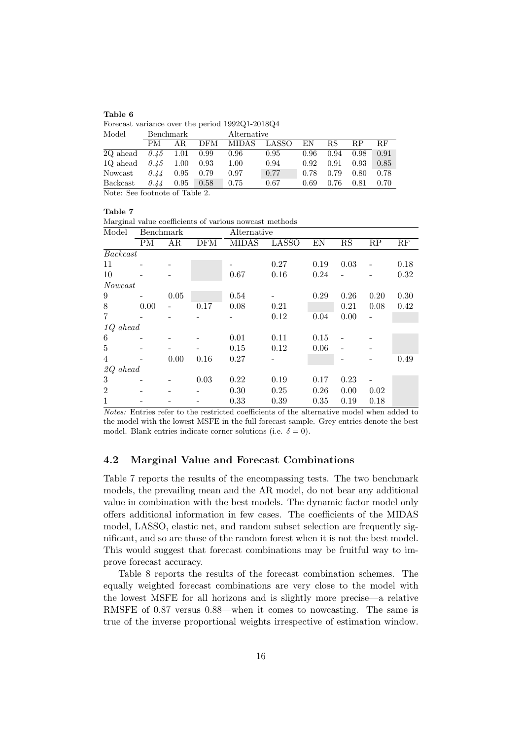**Table 6**
Forecast variance over the period 1992Q1-2018Q4

| Model | Benchmark | | | Alternative | | | | | |
|---|---|---|---|---|---|---|---|---|---|
| | PM | AR | DFM | MIDAS | LASSO | EN | RS | RP | RF |
| 2Q ahead | *0.45* | 1.01 | 0.99 | 0.96 | 0.95 | 0.96 | 0.94 | 0.98 | 0.91 |
| 1Q ahead | *0.45* | 1.00 | 0.93 | 1.00 | 0.94 | 0.92 | 0.91 | 0.93 | 0.85 |
| Nowcast | *0.44* | 0.95 | 0.79 | 0.97 | 0.77 | 0.78 | 0.79 | 0.80 | 0.78 |
| Backcast | *0.44* | 0.95 | 0.58 | 0.75 | 0.67 | 0.69 | 0.76 | 0.81 | 0.70 |

Note: See footnote of Table 2.

**Table 7**
Marginal value coefficients of various nowcast methods

| Model | Benchmark | | | Alternative | | | | | |
|---|---|---|---|---|---|---|---|---|---|
| | PM | AR | DFM | MIDAS | LASSO | EN | RS | RP | RF |
| *Backcast* | | | | | | | | | |
| 11 | - | - | | - | 0.27 | 0.19 | 0.03 | - | 0.18 |
| 10 | - | - | | 0.67 | 0.16 | 0.24 | - | - | 0.32 |
| *Nowcast* | | | | | | | | | |
| 9 | - | 0.05 | | 0.54 | - | 0.29 | 0.26 | 0.20 | 0.30 |
| 8 | 0.00 | - | 0.17 | 0.08 | 0.21 | | 0.21 | 0.08 | 0.42 |
| 7 | - | - | - | - | 0.12 | 0.04 | 0.00 | - | |
| *1Q ahead* | | | | | | | | | |
| 6 | - | - | - | 0.01 | 0.11 | 0.15 | - | - | |
| 5 | - | - | - | 0.15 | 0.12 | 0.06 | - | - | |
| 4 | - | 0.00 | 0.16 | 0.27 | - | | - | - | 0.49 |
| *2Q ahead* | | | | | | | | | |
| 3 | - | - | 0.03 | 0.22 | 0.19 | 0.17 | 0.23 | - | |
| 2 | - | - | - | 0.30 | 0.25 | 0.26 | 0.00 | 0.02 | |
| 1 | - | - | - | 0.33 | 0.39 | 0.35 | 0.19 | 0.18 | |

*Notes:* Entries refer to the restricted coefficients of the alternative model when added to the model with the lowest MSFE in the full forecast sample. Grey entries denote the best model. Blank entries indicate corner solutions (i.e. $\delta = 0$).

## 4.2 Marginal Value and Forecast Combinations

Table 7 reports the results of the encompassing tests. The two benchmark models, the prevailing mean and the AR model, do not bear any additional value in combination with the best models. The dynamic factor model only offers additional information in few cases. The coefficients of the MIDAS model, LASSO, elastic net, and random subset selection are frequently significant, and so are those of the random forest when it is not the best model. This would suggest that forecast combinations may be fruitful way to improve forecast accuracy.

Table 8 reports the results of the forecast combination schemes. The equally weighted forecast combinations are very close to the model with the lowest MSFE for all horizons and is slightly more precise—a relative RMSFE of 0.87 versus 0.88—when it comes to nowcasting. The same is true of the inverse proportional weights irrespective of estimation window.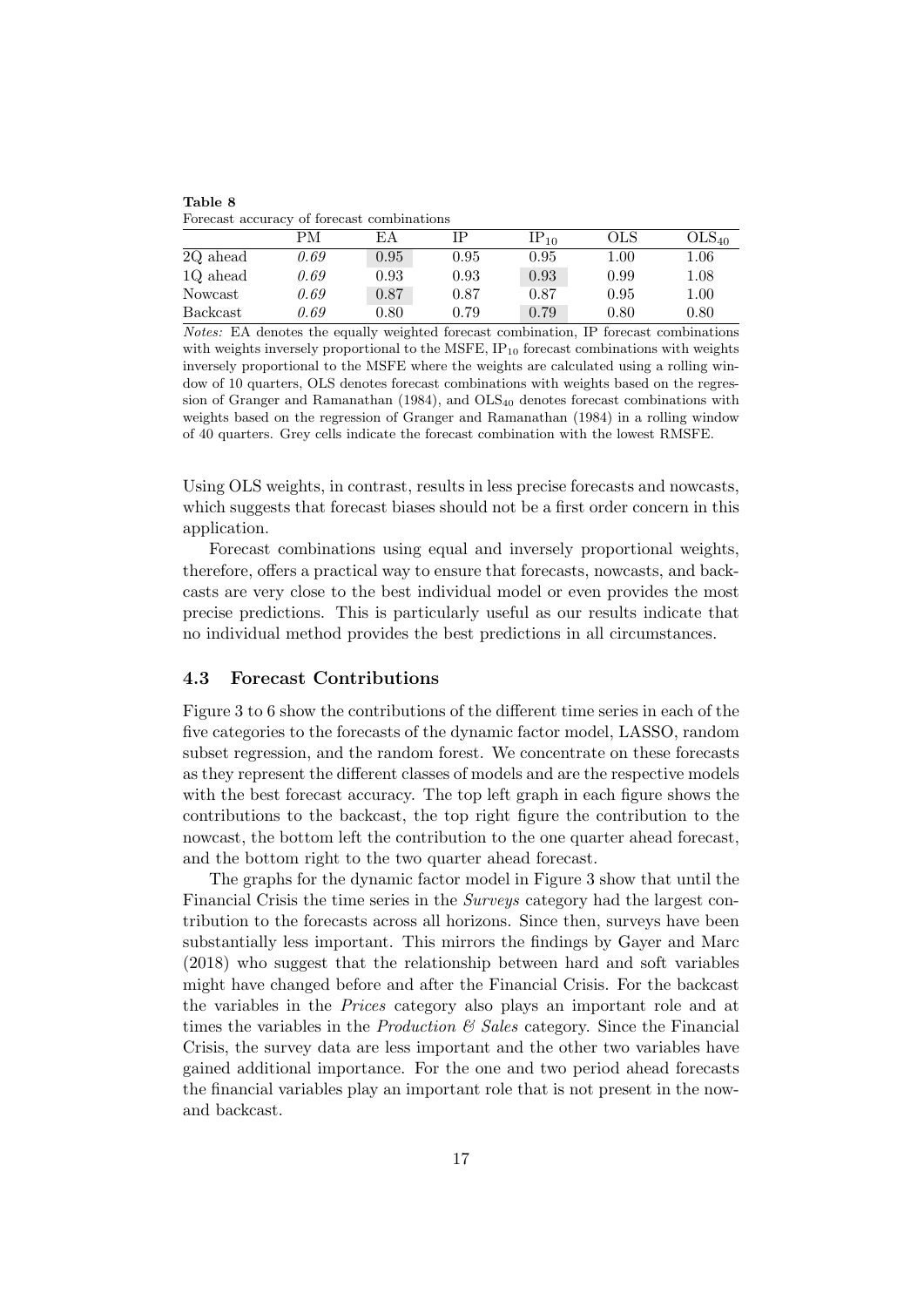**Table 8**
Forecast accuracy of forecast combinations

| | PM | EA | IP | $IP_{10}$ | OLS | $OLS_{40}$ |
|---|---|---|---|---|---|---|
| 2Q ahead | *0.69* | 0.95 | 0.95 | 0.95 | 1.00 | 1.06 |
| 1Q ahead | *0.69* | 0.93 | 0.93 | 0.93 | 0.99 | 1.08 |
| Nowcast | *0.69* | 0.87 | 0.87 | 0.87 | 0.95 | 1.00 |
| Backcast | *0.69* | 0.80 | 0.79 | 0.79 | 0.80 | 0.80 |

*Notes:* EA denotes the equally weighted forecast combination, IP forecast combinations with weights inversely proportional to the MSFE, $IP_{10}$ forecast combinations with weights inversely proportional to the MSFE where the weights are calculated using a rolling window of 10 quarters, OLS denotes forecast combinations with weights based on the regression of Granger and Ramanathan (1984), and $OLS_{40}$ denotes forecast combinations with weights based on the regression of Granger and Ramanathan (1984) in a rolling window of 40 quarters. Grey cells indicate the forecast combination with the lowest RMSFE.

Using OLS weights, in contrast, results in less precise forecasts and nowcasts, which suggests that forecast biases should not be a first order concern in this application.

Forecast combinations using equal and inversely proportional weights, therefore, offers a practical way to ensure that forecasts, nowcasts, and backcasts are very close to the best individual model or even provides the most precise predictions. This is particularly useful as our results indicate that no individual method provides the best predictions in all circumstances.

### 4.3 Forecast Contributions

Figure 3 to 6 show the contributions of the different time series in each of the five categories to the forecasts of the dynamic factor model, LASSO, random subset regression, and the random forest. We concentrate on these forecasts as they represent the different classes of models and are the respective models with the best forecast accuracy. The top left graph in each figure shows the contributions to the backcast, the top right figure the contribution to the nowcast, the bottom left the contribution to the one quarter ahead forecast, and the bottom right to the two quarter ahead forecast.

The graphs for the dynamic factor model in Figure 3 show that until the Financial Crisis the time series in the *Surveys* category had the largest contribution to the forecasts across all horizons. Since then, surveys have been substantially less important. This mirrors the findings by Gayer and Marc (2018) who suggest that the relationship between hard and soft variables might have changed before and after the Financial Crisis. For the backcast the variables in the *Prices* category also plays an important role and at times the variables in the *Production & Sales* category. Since the Financial Crisis, the survey data are less important and the other two variables have gained additional importance. For the one and two period ahead forecasts the financial variables play an important role that is not present in the now- and backcast.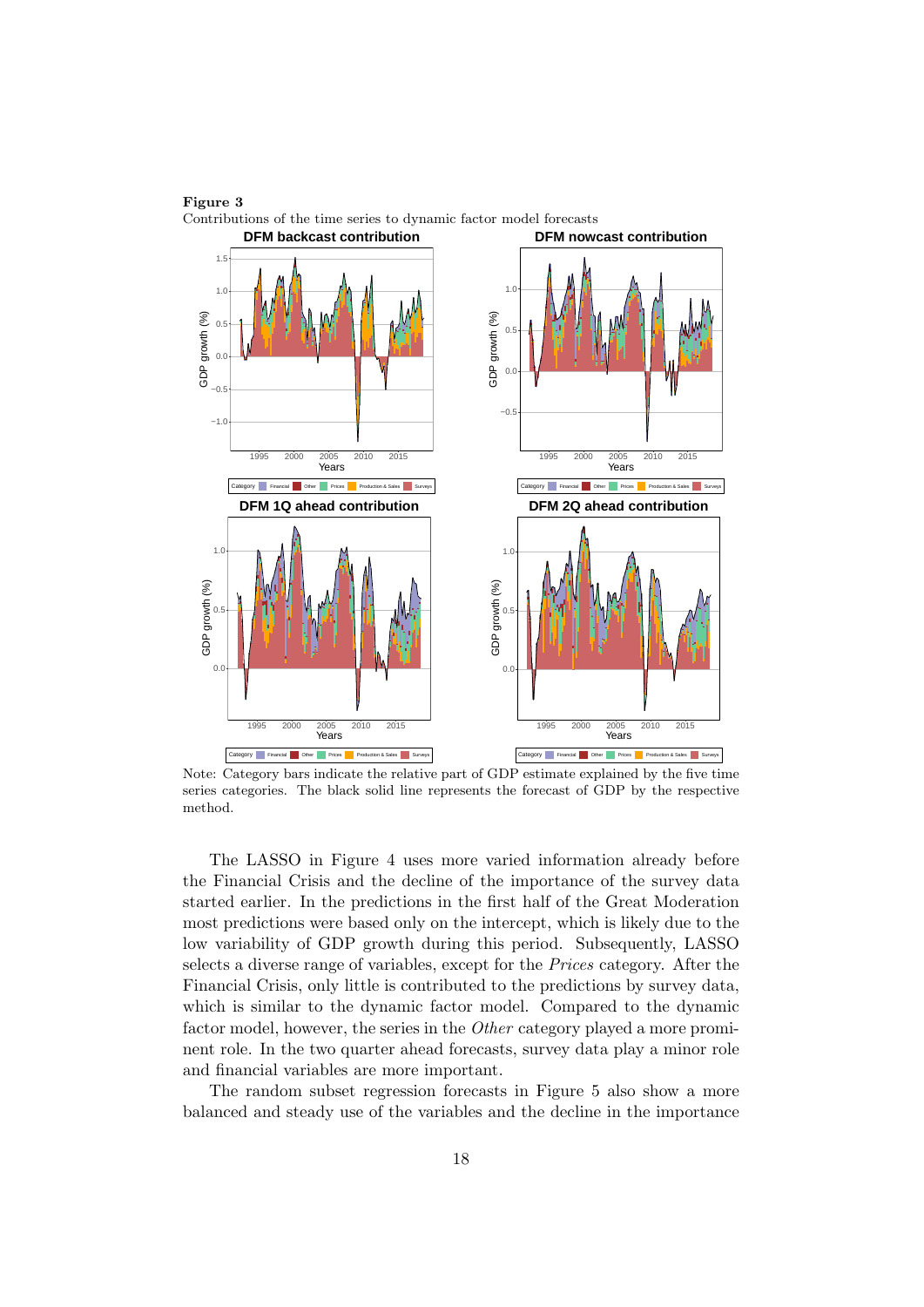**Figure 3**
Contributions of the time series to dynamic factor model forecasts

Note: Category bars indicate the relative part of GDP estimate explained by the five time series categories. The black solid line represents the forecast of GDP by the respective method.

The LASSO in Figure 4 uses more varied information already before the Financial Crisis and the decline of the importance of the survey data started earlier. In the predictions in the first half of the Great Moderation most predictions were based only on the intercept, which is likely due to the low variability of GDP growth during this period. Subsequently, LASSO selects a diverse range of variables, except for the *Prices* category. After the Financial Crisis, only little is contributed to the predictions by survey data, which is similar to the dynamic factor model. Compared to the dynamic factor model, however, the series in the *Other* category played a more prominent role. In the two quarter ahead forecasts, survey data play a minor role and financial variables are more important.

The random subset regression forecasts in Figure 5 also show a more balanced and steady use of the variables and the decline in the importance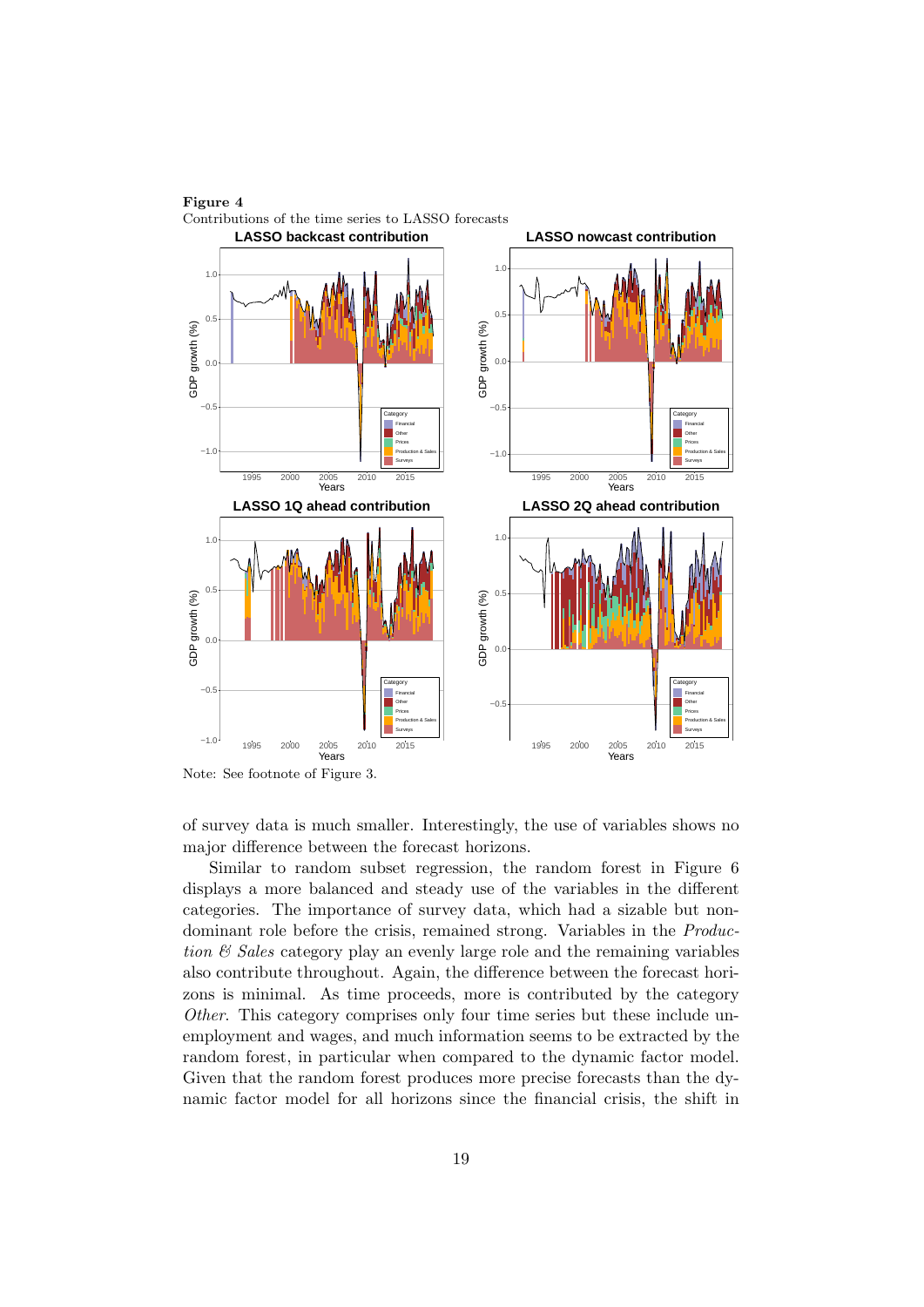**Figure 4**
Contributions of the time series to LASSO forecasts

Note: See footnote of Figure 3.

of survey data is much smaller. Interestingly, the use of variables shows no major difference between the forecast horizons.

Similar to random subset regression, the random forest in Figure 6 displays a more balanced and steady use of the variables in the different categories. The importance of survey data, which had a sizable but non-dominant role before the crisis, remained strong. Variables in the *Production & Sales* category play an evenly large role and the remaining variables also contribute throughout. Again, the difference between the forecast horizons is minimal. As time proceeds, more is contributed by the category *Other*. This category comprises only four time series but these include unemployment and wages, and much information seems to be extracted by the random forest, in particular when compared to the dynamic factor model. Given that the random forest produces more precise forecasts than the dynamic factor model for all horizons since the financial crisis, the shift in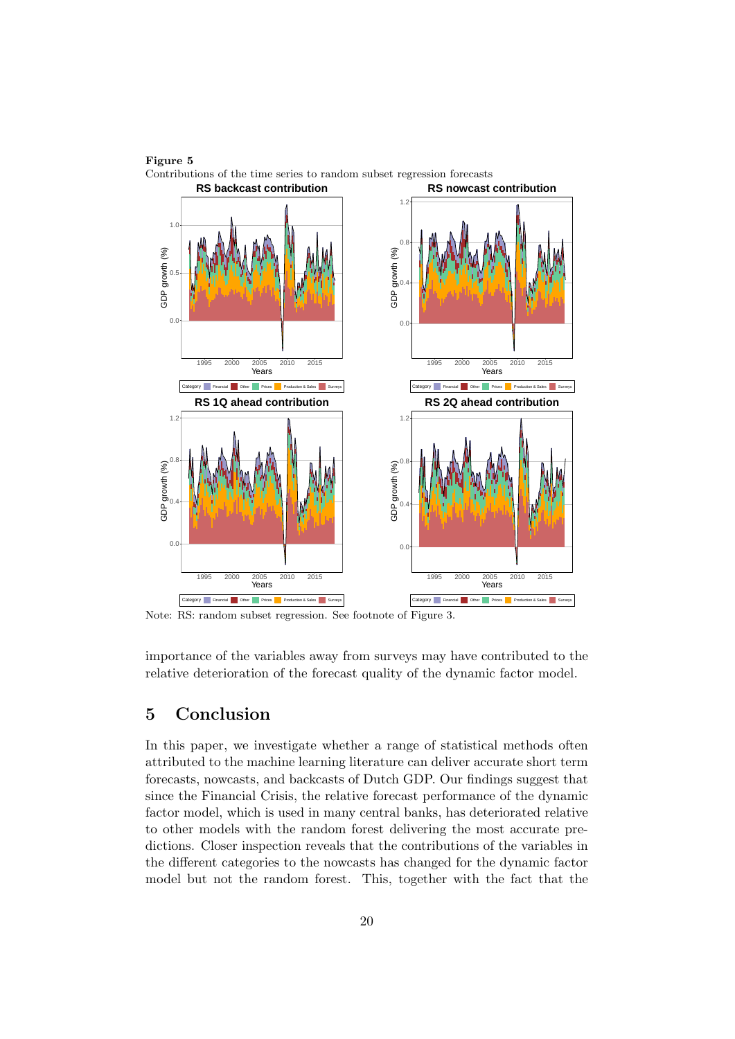**Figure 5**
Contributions of the time series to random subset regression forecasts

Note: RS: random subset regression. See footnote of Figure 3.

importance of the variables away from surveys may have contributed to the relative deterioration of the forecast quality of the dynamic factor model.

## 5 Conclusion

In this paper, we investigate whether a range of statistical methods often attributed to the machine learning literature can deliver accurate short term forecasts, nowcasts, and backcasts of Dutch GDP. Our findings suggest that since the Financial Crisis, the relative forecast performance of the dynamic factor model, which is used in many central banks, has deteriorated relative to other models with the random forest delivering the most accurate predictions. Closer inspection reveals that the contributions of the variables in the different categories to the nowcasts has changed for the dynamic factor model but not the random forest. This, together with the fact that the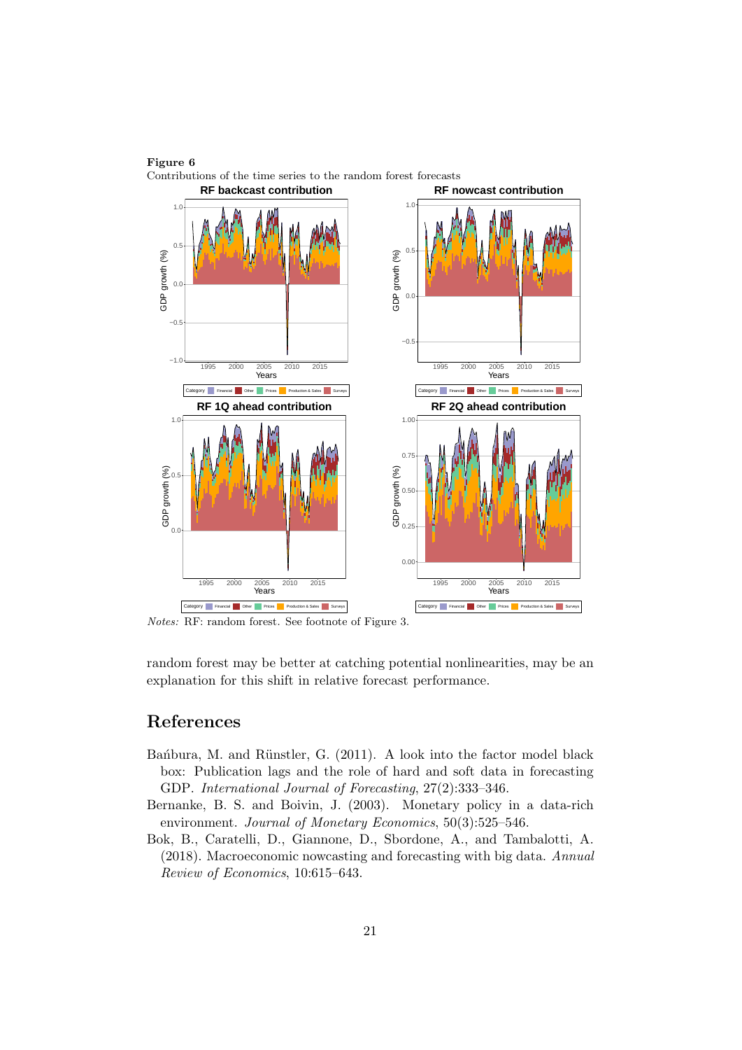**Figure 6**
Contributions of the time series to the random forest forecasts

*Notes:* RF: random forest. See footnote of Figure 3.

random forest may be better at catching potential nonlinearities, may be an explanation for this shift in relative forecast performance.

# References

Bańbura, M. and Rünstler, G. (2011). A look into the factor model black box: Publication lags and the role of hard and soft data in forecasting GDP. *International Journal of Forecasting*, 27(2):333–346.

Bernanke, B. S. and Boivin, J. (2003). Monetary policy in a data-rich environment. *Journal of Monetary Economics*, 50(3):525–546.

Bok, B., Caratelli, D., Giannone, D., Sbordone, A., and Tambalotti, A. (2018). Macroeconomic nowcasting and forecasting with big data. *Annual Review of Economics*, 10:615–643.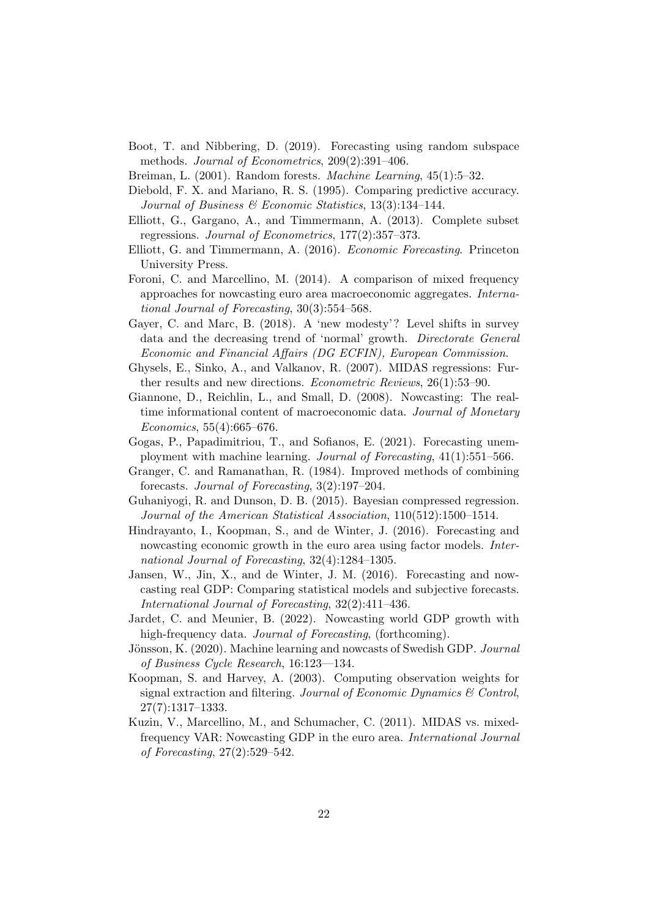Boot, T. and Nibbering, D. (2019). Forecasting using random subspace methods. *Journal of Econometrics*, 209(2):391–406.

Breiman, L. (2001). Random forests. *Machine Learning*, 45(1):5–32.

Diebold, F. X. and Mariano, R. S. (1995). Comparing predictive accuracy. *Journal of Business & Economic Statistics*, 13(3):134–144.

Elliott, G., Gargano, A., and Timmermann, A. (2013). Complete subset regressions. *Journal of Econometrics*, 177(2):357–373.

Elliott, G. and Timmermann, A. (2016). *Economic Forecasting*. Princeton University Press.

Foroni, C. and Marcellino, M. (2014). A comparison of mixed frequency approaches for nowcasting euro area macroeconomic aggregates. *International Journal of Forecasting*, 30(3):554–568.

Gayer, C. and Marc, B. (2018). A 'new modesty'? Level shifts in survey data and the decreasing trend of 'normal' growth. *Directorate General Economic and Financial Affairs (DG ECFIN), European Commission*.

Ghysels, E., Sinko, A., and Valkanov, R. (2007). MIDAS regressions: Further results and new directions. *Econometric Reviews*, 26(1):53–90.

Giannone, D., Reichlin, L., and Small, D. (2008). Nowcasting: The real-time informational content of macroeconomic data. *Journal of Monetary Economics*, 55(4):665–676.

Gogas, P., Papadimitriou, T., and Sofianos, E. (2021). Forecasting unemployment with machine learning. *Journal of Forecasting*, 41(1):551–566.

Granger, C. and Ramanathan, R. (1984). Improved methods of combining forecasts. *Journal of Forecasting*, 3(2):197–204.

Guhaniyogi, R. and Dunson, D. B. (2015). Bayesian compressed regression. *Journal of the American Statistical Association*, 110(512):1500–1514.

Hindrayanto, I., Koopman, S., and de Winter, J. (2016). Forecasting and nowcasting economic growth in the euro area using factor models. *International Journal of Forecasting*, 32(4):1284–1305.

Jansen, W., Jin, X., and de Winter, J. M. (2016). Forecasting and nowcasting real GDP: Comparing statistical models and subjective forecasts. *International Journal of Forecasting*, 32(2):411–436.

Jardet, C. and Meunier, B. (2022). Nowcasting world GDP growth with high-frequency data. *Journal of Forecasting*, (forthcoming).

Jönsson, K. (2020). Machine learning and nowcasts of Swedish GDP. *Journal of Business Cycle Research*, 16:123—134.

Koopman, S. and Harvey, A. (2003). Computing observation weights for signal extraction and filtering. *Journal of Economic Dynamics & Control*, 27(7):1317–1333.

Kuzin, V., Marcellino, M., and Schumacher, C. (2011). MIDAS vs. mixed-frequency VAR: Nowcasting GDP in the euro area. *International Journal of Forecasting*, 27(2):529–542.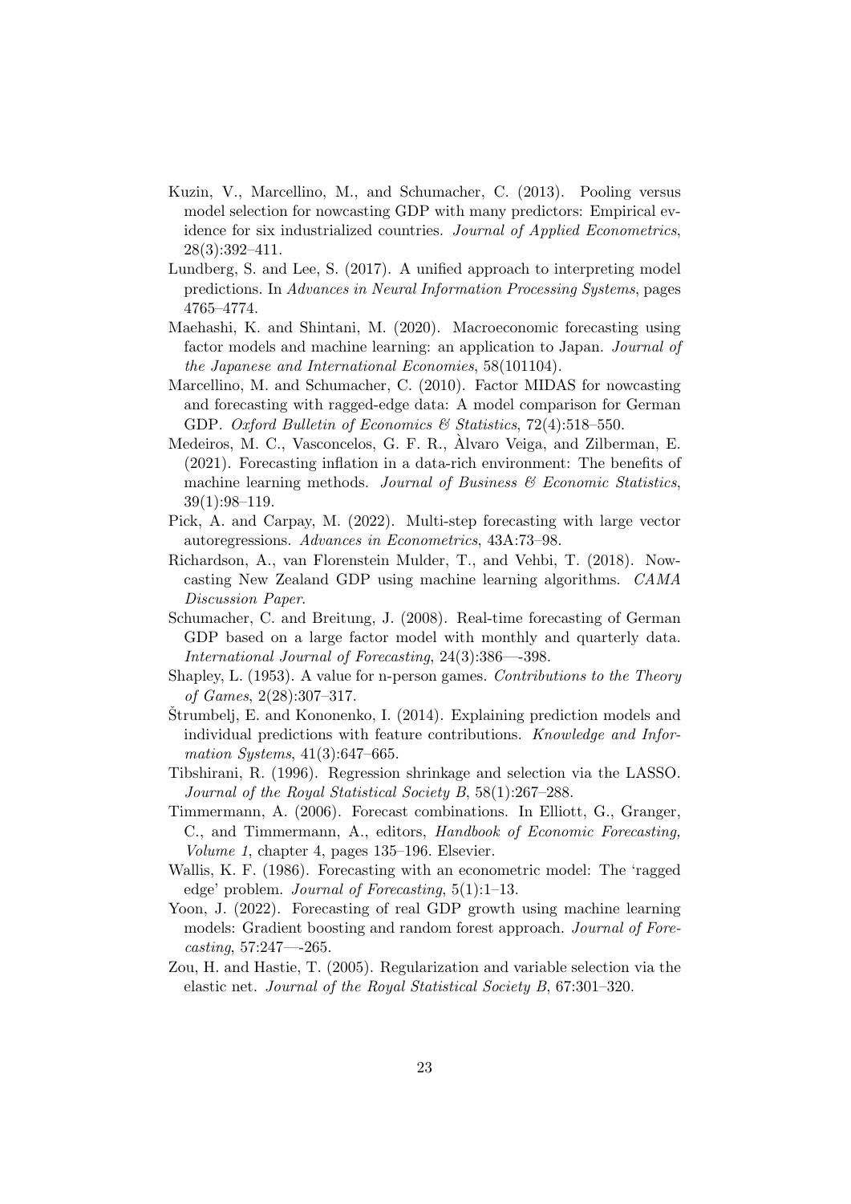Kuzin, V., Marcellino, M., and Schumacher, C. (2013). Pooling versus model selection for nowcasting GDP with many predictors: Empirical evidence for six industrialized countries. *Journal of Applied Econometrics*, 28(3):392–411.

Lundberg, S. and Lee, S. (2017). A unified approach to interpreting model predictions. In *Advances in Neural Information Processing Systems*, pages 4765–4774.

Maehashi, K. and Shintani, M. (2020). Macroeconomic forecasting using factor models and machine learning: an application to Japan. *Journal of the Japanese and International Economies*, 58(101104).

Marcellino, M. and Schumacher, C. (2010). Factor MIDAS for nowcasting and forecasting with ragged-edge data: A model comparison for German GDP. *Oxford Bulletin of Economics & Statistics*, 72(4):518–550.

Medeiros, M. C., Vasconcelos, G. F. R., Àlvaro Veiga, and Zilberman, E. (2021). Forecasting inflation in a data-rich environment: The benefits of machine learning methods. *Journal of Business & Economic Statistics*, 39(1):98–119.

Pick, A. and Carpay, M. (2022). Multi-step forecasting with large vector autoregressions. *Advances in Econometrics*, 43A:73–98.

Richardson, A., van Florenstein Mulder, T., and Vehbi, T. (2018). Nowcasting New Zealand GDP using machine learning algorithms. *CAMA Discussion Paper*.

Schumacher, C. and Breitung, J. (2008). Real-time forecasting of German GDP based on a large factor model with monthly and quarterly data. *International Journal of Forecasting*, 24(3):386—-398.

Shapley, L. (1953). A value for n-person games. *Contributions to the Theory of Games*, 2(28):307–317.

Štrumbelj, E. and Kononenko, I. (2014). Explaining prediction models and individual predictions with feature contributions. *Knowledge and Information Systems*, 41(3):647–665.

Tibshirani, R. (1996). Regression shrinkage and selection via the LASSO. *Journal of the Royal Statistical Society B*, 58(1):267–288.

Timmermann, A. (2006). Forecast combinations. In Elliott, G., Granger, C., and Timmermann, A., editors, *Handbook of Economic Forecasting, Volume 1*, chapter 4, pages 135–196. Elsevier.

Wallis, K. F. (1986). Forecasting with an econometric model: The 'ragged edge' problem. *Journal of Forecasting*, 5(1):1–13.

Yoon, J. (2022). Forecasting of real GDP growth using machine learning models: Gradient boosting and random forest approach. *Journal of Forecasting*, 57:247—-265.

Zou, H. and Hastie, T. (2005). Regularization and variable selection via the elastic net. *Journal of the Royal Statistical Society B*, 67:301–320.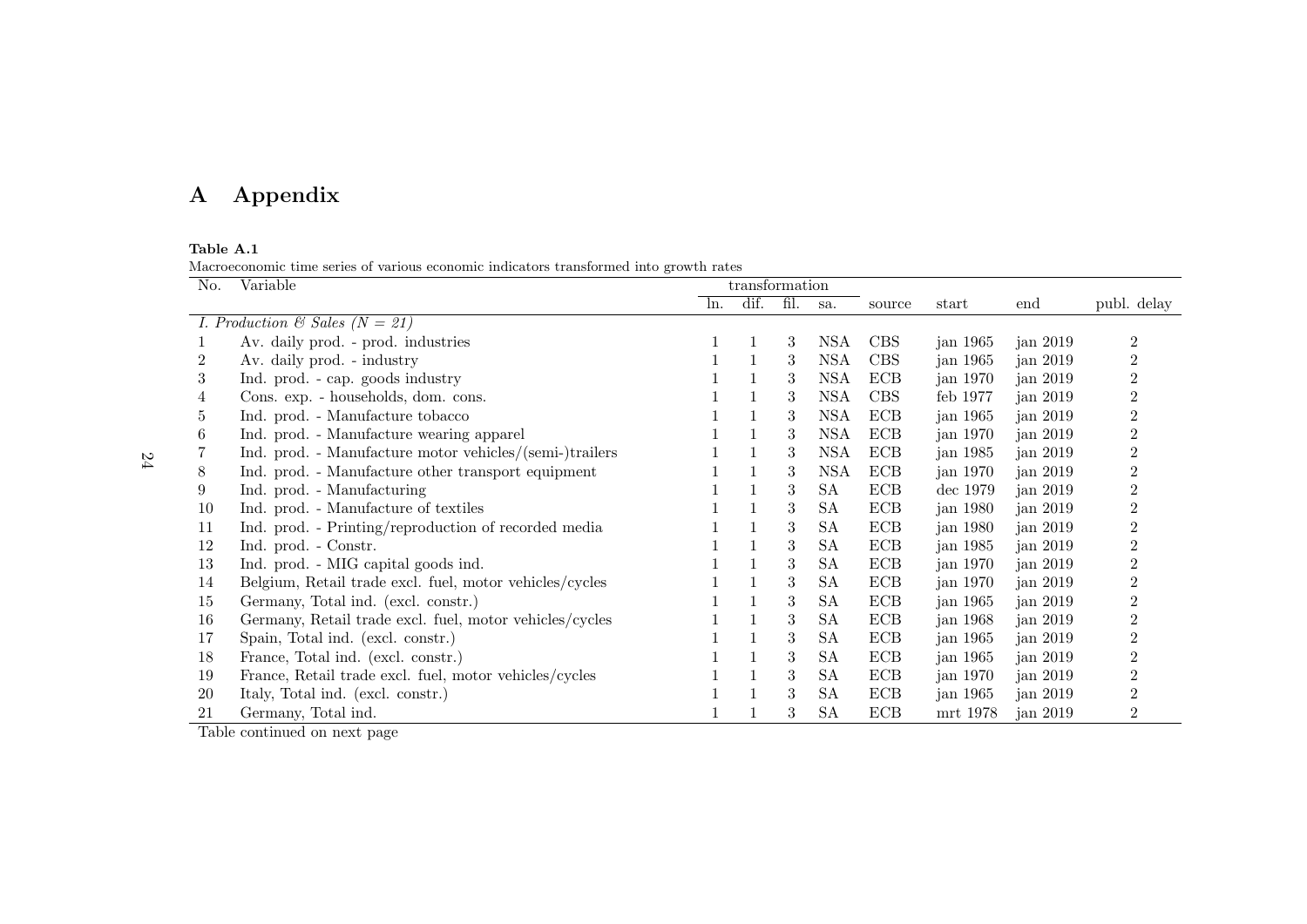# A Appendix

**Table A.1**

Macroeconomic time series of various economic indicators transformed into growth rates

| No. | Variable | transformation | | | | source | start | end | publ. delay |
|---|---|---|---|---|---|---|---|---|---|
| | | ln. | dif. | fil. | sa. | | | | |
| *I. Production & Sales (N = 21)* | | | | | | | | | |
| 1 | Av. daily prod. - prod. industries | 1 | 1 | 3 | NSA | CBS | jan 1965 | jan 2019 | 2 |
| 2 | Av. daily prod. - industry | 1 | 1 | 3 | NSA | CBS | jan 1965 | jan 2019 | 2 |
| 3 | Ind. prod. - cap. goods industry | 1 | 1 | 3 | NSA | ECB | jan 1970 | jan 2019 | 2 |
| 4 | Cons. exp. - households, dom. cons. | 1 | 1 | 3 | NSA | CBS | feb 1977 | jan 2019 | 2 |
| 5 | Ind. prod. - Manufacture tobacco | 1 | 1 | 3 | NSA | ECB | jan 1965 | jan 2019 | 2 |
| 6 | Ind. prod. - Manufacture wearing apparel | 1 | 1 | 3 | NSA | ECB | jan 1970 | jan 2019 | 2 |
| 7 | Ind. prod. - Manufacture motor vehicles/(semi-)trailers | 1 | 1 | 3 | NSA | ECB | jan 1985 | jan 2019 | 2 |
| 8 | Ind. prod. - Manufacture other transport equipment | 1 | 1 | 3 | NSA | ECB | jan 1970 | jan 2019 | 2 |
| 9 | Ind. prod. - Manufacturing | 1 | 1 | 3 | SA | ECB | dec 1979 | jan 2019 | 2 |
| 10 | Ind. prod. - Manufacture of textiles | 1 | 1 | 3 | SA | ECB | jan 1980 | jan 2019 | 2 |
| 11 | Ind. prod. - Printing/reproduction of recorded media | 1 | 1 | 3 | SA | ECB | jan 1980 | jan 2019 | 2 |
| 12 | Ind. prod. - Constr. | 1 | 1 | 3 | SA | ECB | jan 1985 | jan 2019 | 2 |
| 13 | Ind. prod. - MIG capital goods ind. | 1 | 1 | 3 | SA | ECB | jan 1970 | jan 2019 | 2 |
| 14 | Belgium, Retail trade excl. fuel, motor vehicles/cycles | 1 | 1 | 3 | SA | ECB | jan 1970 | jan 2019 | 2 |
| 15 | Germany, Total ind. (excl. constr.) | 1 | 1 | 3 | SA | ECB | jan 1965 | jan 2019 | 2 |
| 16 | Germany, Retail trade excl. fuel, motor vehicles/cycles | 1 | 1 | 3 | SA | ECB | jan 1968 | jan 2019 | 2 |
| 17 | Spain, Total ind. (excl. constr.) | 1 | 1 | 3 | SA | ECB | jan 1965 | jan 2019 | 2 |
| 18 | France, Total ind. (excl. constr.) | 1 | 1 | 3 | SA | ECB | jan 1965 | jan 2019 | 2 |
| 19 | France, Retail trade excl. fuel, motor vehicles/cycles | 1 | 1 | 3 | SA | ECB | jan 1970 | jan 2019 | 2 |
| 20 | Italy, Total ind. (excl. constr.) | 1 | 1 | 3 | SA | ECB | jan 1965 | jan 2019 | 2 |
| 21 | Germany, Total ind. | 1 | 1 | 3 | SA | ECB | mrt 1978 | jan 2019 | 2 |

Table continued on next page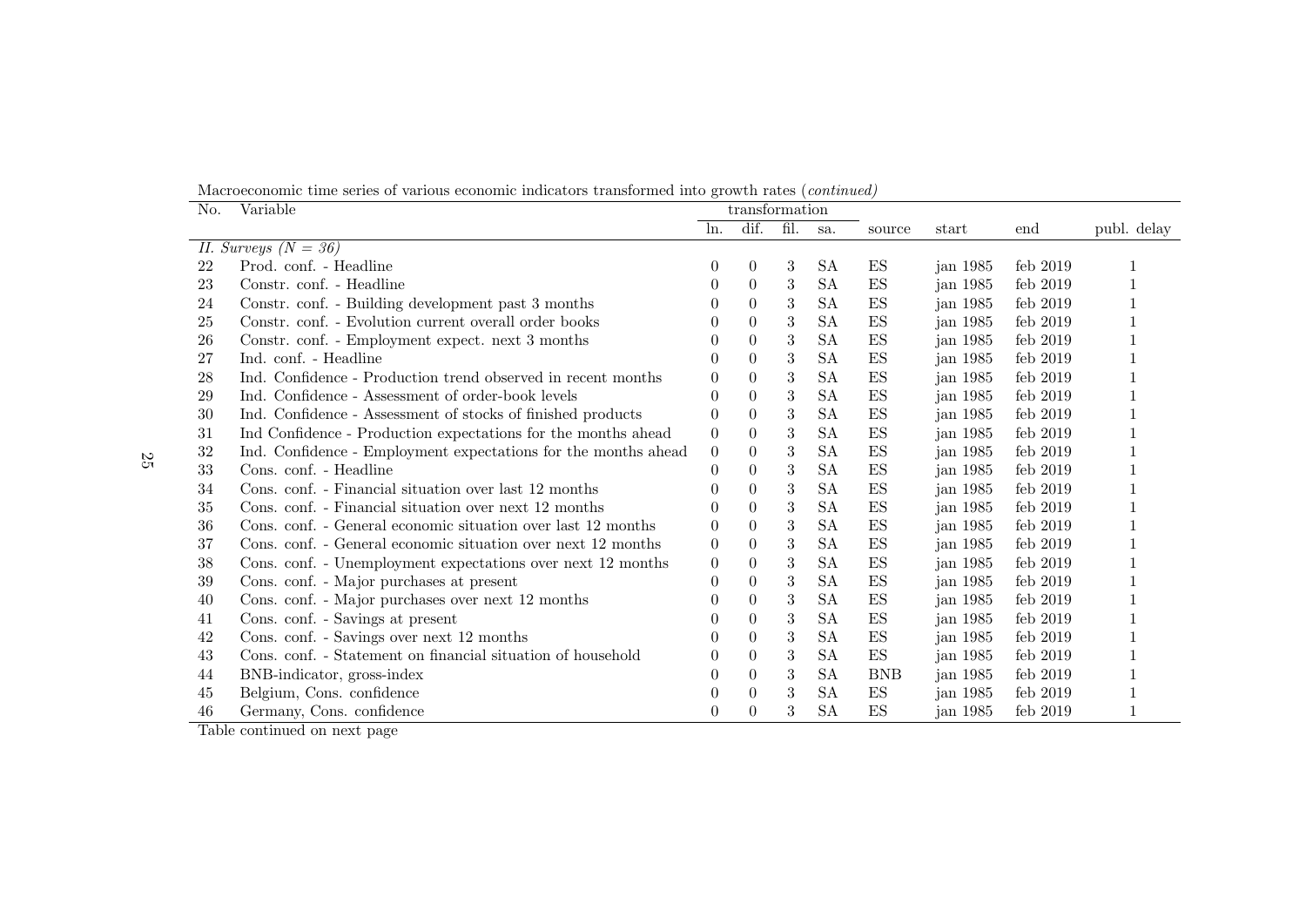Macroeconomic time series of various economic indicators transformed into growth rates (*continued*)

| No. | Variable | transformation | | | | source | start | end | publ. delay |
|---|---|---|---|---|---|---|---|---|---|
| | | ln. | dif. | fil. | sa. | | | | |
| *II. Surveys (N = 36)* | | | | | | | | | |
| 22 | Prod. conf. - Headline | 0 | 0 | 3 | SA | ES | jan 1985 | feb 2019 | 1 |
| 23 | Constr. conf. - Headline | 0 | 0 | 3 | SA | ES | jan 1985 | feb 2019 | 1 |
| 24 | Constr. conf. - Building development past 3 months | 0 | 0 | 3 | SA | ES | jan 1985 | feb 2019 | 1 |
| 25 | Constr. conf. - Evolution current overall order books | 0 | 0 | 3 | SA | ES | jan 1985 | feb 2019 | 1 |
| 26 | Constr. conf. - Employment expect. next 3 months | 0 | 0 | 3 | SA | ES | jan 1985 | feb 2019 | 1 |
| 27 | Ind. conf. - Headline | 0 | 0 | 3 | SA | ES | jan 1985 | feb 2019 | 1 |
| 28 | Ind. Confidence - Production trend observed in recent months | 0 | 0 | 3 | SA | ES | jan 1985 | feb 2019 | 1 |
| 29 | Ind. Confidence - Assessment of order-book levels | 0 | 0 | 3 | SA | ES | jan 1985 | feb 2019 | 1 |
| 30 | Ind. Confidence - Assessment of stocks of finished products | 0 | 0 | 3 | SA | ES | jan 1985 | feb 2019 | 1 |
| 31 | Ind Confidence - Production expectations for the months ahead | 0 | 0 | 3 | SA | ES | jan 1985 | feb 2019 | 1 |
| 32 | Ind. Confidence - Employment expectations for the months ahead | 0 | 0 | 3 | SA | ES | jan 1985 | feb 2019 | 1 |
| 33 | Cons. conf. - Headline | 0 | 0 | 3 | SA | ES | jan 1985 | feb 2019 | 1 |
| 34 | Cons. conf. - Financial situation over last 12 months | 0 | 0 | 3 | SA | ES | jan 1985 | feb 2019 | 1 |
| 35 | Cons. conf. - Financial situation over next 12 months | 0 | 0 | 3 | SA | ES | jan 1985 | feb 2019 | 1 |
| 36 | Cons. conf. - General economic situation over last 12 months | 0 | 0 | 3 | SA | ES | jan 1985 | feb 2019 | 1 |
| 37 | Cons. conf. - General economic situation over next 12 months | 0 | 0 | 3 | SA | ES | jan 1985 | feb 2019 | 1 |
| 38 | Cons. conf. - Unemployment expectations over next 12 months | 0 | 0 | 3 | SA | ES | jan 1985 | feb 2019 | 1 |
| 39 | Cons. conf. - Major purchases at present | 0 | 0 | 3 | SA | ES | jan 1985 | feb 2019 | 1 |
| 40 | Cons. conf. - Major purchases over next 12 months | 0 | 0 | 3 | SA | ES | jan 1985 | feb 2019 | 1 |
| 41 | Cons. conf. - Savings at present | 0 | 0 | 3 | SA | ES | jan 1985 | feb 2019 | 1 |
| 42 | Cons. conf. - Savings over next 12 months | 0 | 0 | 3 | SA | ES | jan 1985 | feb 2019 | 1 |
| 43 | Cons. conf. - Statement on financial situation of household | 0 | 0 | 3 | SA | ES | jan 1985 | feb 2019 | 1 |
| 44 | BNB-indicator, gross-index | 0 | 0 | 3 | SA | BNB | jan 1985 | feb 2019 | 1 |
| 45 | Belgium, Cons. confidence | 0 | 0 | 3 | SA | ES | jan 1985 | feb 2019 | 1 |
| 46 | Germany, Cons. confidence | 0 | 0 | 3 | SA | ES | jan 1985 | feb 2019 | 1 |

Table continued on next page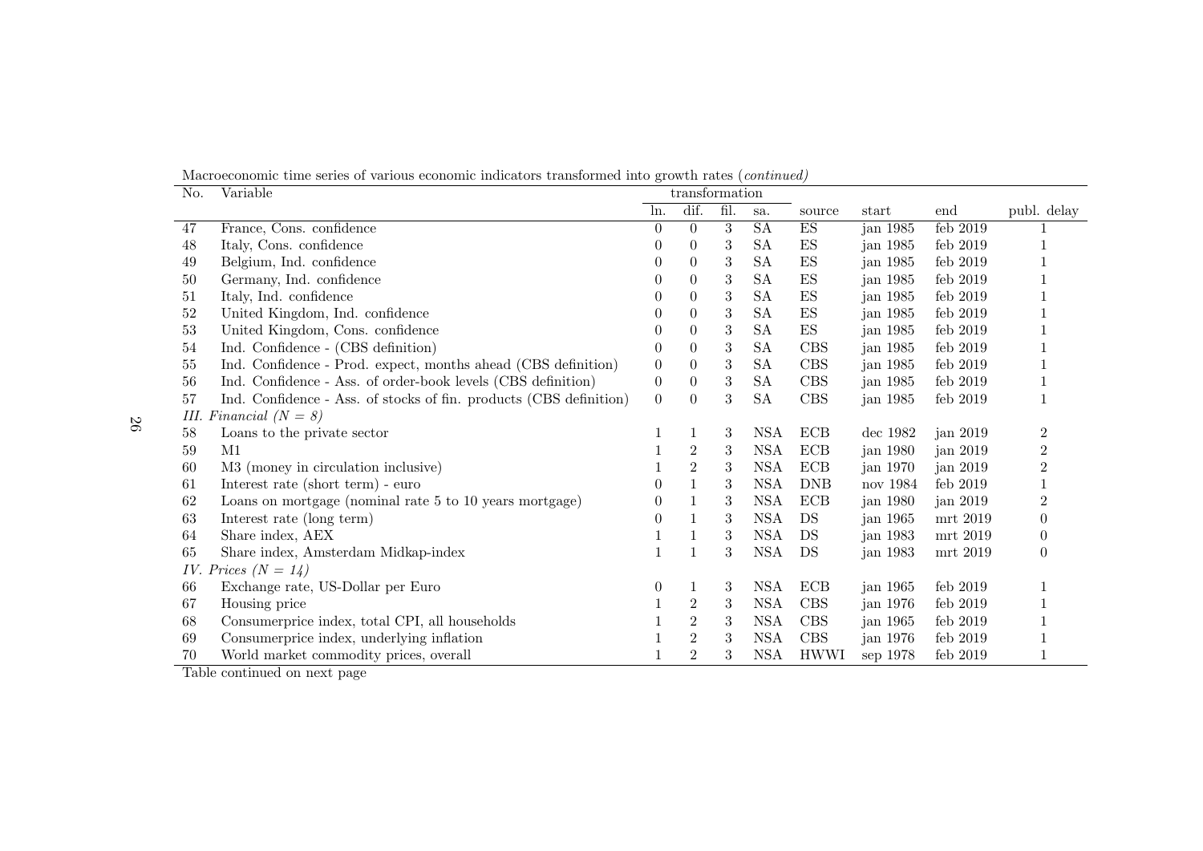Macroeconomic time series of various economic indicators transformed into growth rates (*continued*)

| No. | Variable | transformation | | | | source | start | end | publ. delay |
|---|---|---|---|---|---|---|---|---|---|
| | | ln. | dif. | fil. | sa. | | | | |
| 47 | France, Cons. confidence | 0 | 0 | 3 | SA | ES | jan 1985 | feb 2019 | 1 |
| 48 | Italy, Cons. confidence | 0 | 0 | 3 | SA | ES | jan 1985 | feb 2019 | 1 |
| 49 | Belgium, Ind. confidence | 0 | 0 | 3 | SA | ES | jan 1985 | feb 2019 | 1 |
| 50 | Germany, Ind. confidence | 0 | 0 | 3 | SA | ES | jan 1985 | feb 2019 | 1 |
| 51 | Italy, Ind. confidence | 0 | 0 | 3 | SA | ES | jan 1985 | feb 2019 | 1 |
| 52 | United Kingdom, Ind. confidence | 0 | 0 | 3 | SA | ES | jan 1985 | feb 2019 | 1 |
| 53 | United Kingdom, Cons. confidence | 0 | 0 | 3 | SA | ES | jan 1985 | feb 2019 | 1 |
| 54 | Ind. Confidence - (CBS definition) | 0 | 0 | 3 | SA | CBS | jan 1985 | feb 2019 | 1 |
| 55 | Ind. Confidence - Prod. expect, months ahead (CBS definition) | 0 | 0 | 3 | SA | CBS | jan 1985 | feb 2019 | 1 |
| 56 | Ind. Confidence - Ass. of order-book levels (CBS definition) | 0 | 0 | 3 | SA | CBS | jan 1985 | feb 2019 | 1 |
| 57 | Ind. Confidence - Ass. of stocks of fin. products (CBS definition) | 0 | 0 | 3 | SA | CBS | jan 1985 | feb 2019 | 1 |
| *III. Financial ($N = 8$)* | | | | | | | | | |
| 58 | Loans to the private sector | 1 | 1 | 3 | NSA | ECB | dec 1982 | jan 2019 | 2 |
| 59 | M1 | 1 | 2 | 3 | NSA | ECB | jan 1980 | jan 2019 | 2 |
| 60 | M3 (money in circulation inclusive) | 1 | 2 | 3 | NSA | ECB | jan 1970 | jan 2019 | 2 |
| 61 | Interest rate (short term) - euro | 0 | 1 | 3 | NSA | DNB | nov 1984 | feb 2019 | 1 |
| 62 | Loans on mortgage (nominal rate 5 to 10 years mortgage) | 0 | 1 | 3 | NSA | ECB | jan 1980 | jan 2019 | 2 |
| 63 | Interest rate (long term) | 0 | 1 | 3 | NSA | DS | jan 1965 | mrt 2019 | 0 |
| 64 | Share index, AEX | 1 | 1 | 3 | NSA | DS | jan 1983 | mrt 2019 | 0 |
| 65 | Share index, Amsterdam Midkap-index | 1 | 1 | 3 | NSA | DS | jan 1983 | mrt 2019 | 0 |
| *IV. Prices ($N = 14$)* | | | | | | | | | |
| 66 | Exchange rate, US-Dollar per Euro | 0 | 1 | 3 | NSA | ECB | jan 1965 | feb 2019 | 1 |
| 67 | Housing price | 1 | 2 | 3 | NSA | CBS | jan 1976 | feb 2019 | 1 |
| 68 | Consumerprice index, total CPI, all households | 1 | 2 | 3 | NSA | CBS | jan 1965 | feb 2019 | 1 |
| 69 | Consumerprice index, underlying inflation | 1 | 2 | 3 | NSA | CBS | jan 1976 | feb 2019 | 1 |
| 70 | World market commodity prices, overall | 1 | 2 | 3 | NSA | HWWI | sep 1978 | feb 2019 | 1 |

Table continued on next page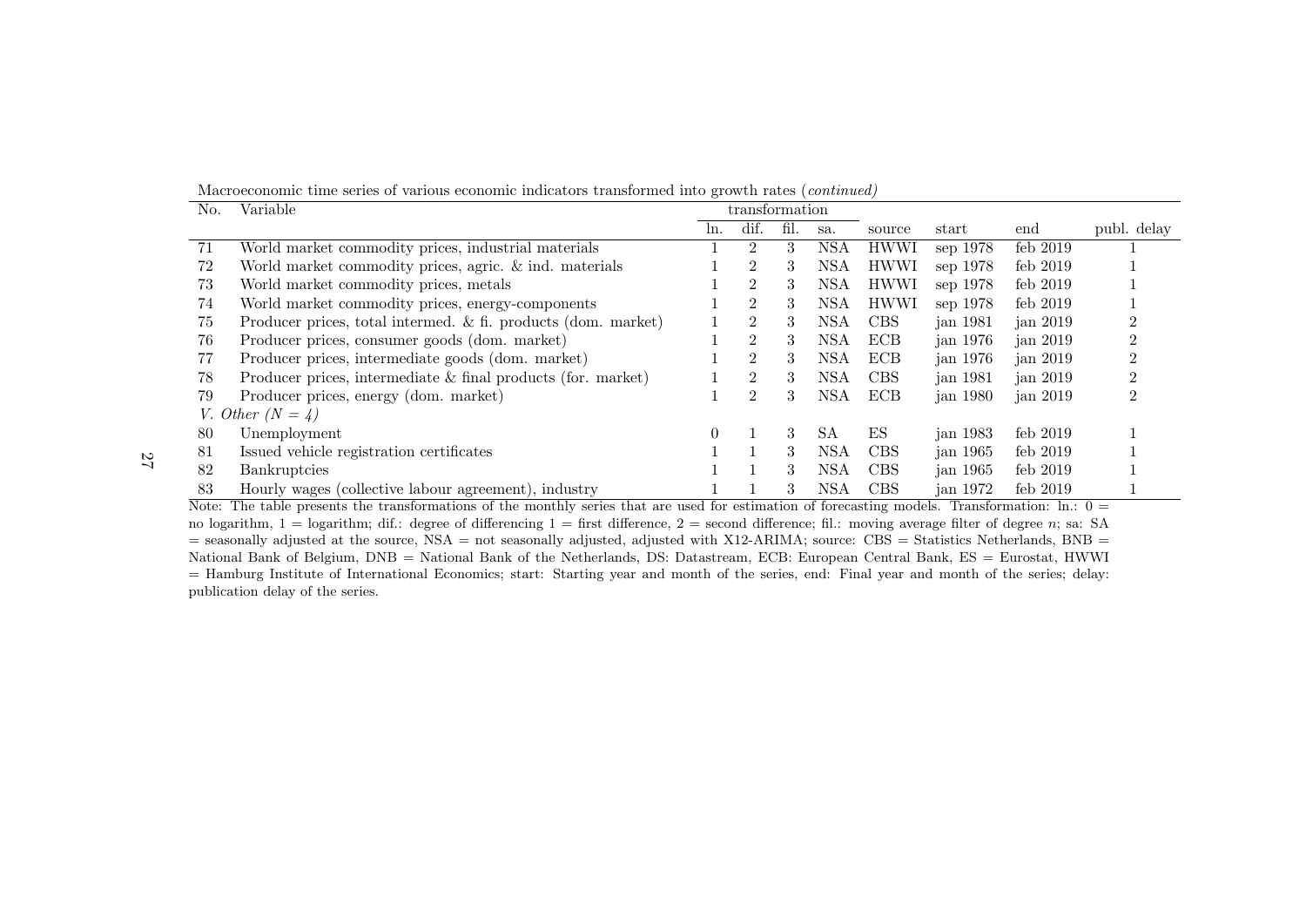Macroeconomic time series of various economic indicators transformed into growth rates (*continued*)

| No. | Variable | transformation | | | | source | start | end | publ. delay |
|---|---|---|---|---|---|---|---|---|---|
| | | ln. | dif. | fil. | sa. | | | | |
| 71 | World market commodity prices, industrial materials | 1 | 2 | 3 | NSA | HWWI | sep 1978 | feb 2019 | 1 |
| 72 | World market commodity prices, agric. & ind. materials | 1 | 2 | 3 | NSA | HWWI | sep 1978 | feb 2019 | 1 |
| 73 | World market commodity prices, metals | 1 | 2 | 3 | NSA | HWWI | sep 1978 | feb 2019 | 1 |
| 74 | World market commodity prices, energy-components | 1 | 2 | 3 | NSA | HWWI | sep 1978 | feb 2019 | 1 |
| 75 | Producer prices, total intermed. & fi. products (dom. market) | 1 | 2 | 3 | NSA | CBS | jan 1981 | jan 2019 | 2 |
| 76 | Producer prices, consumer goods (dom. market) | 1 | 2 | 3 | NSA | ECB | jan 1976 | jan 2019 | 2 |
| 77 | Producer prices, intermediate goods (dom. market) | 1 | 2 | 3 | NSA | ECB | jan 1976 | jan 2019 | 2 |
| 78 | Producer prices, intermediate & final products (for. market) | 1 | 2 | 3 | NSA | CBS | jan 1981 | jan 2019 | 2 |
| 79 | Producer prices, energy (dom. market) | 1 | 2 | 3 | NSA | ECB | jan 1980 | jan 2019 | 2 |
| *V. Other ($N = 4$)* | | | | | | | | | |
| 80 | Unemployment | 0 | 1 | 3 | SA | ES | jan 1983 | feb 2019 | 1 |
| 81 | Issued vehicle registration certificates | 1 | 1 | 3 | NSA | CBS | jan 1965 | feb 2019 | 1 |
| 82 | Bankruptcies | 1 | 1 | 3 | NSA | CBS | jan 1965 | feb 2019 | 1 |
| 83 | Hourly wages (collective labour agreement), industry | 1 | 1 | 3 | NSA | CBS | jan 1972 | feb 2019 | 1 |

Note: The table presents the transformations of the monthly series that are used for estimation of forecasting models. Transformation: ln.: 0 = no logarithm, 1 = logarithm; dif.: degree of differencing 1 = first difference, 2 = second difference; fil.: moving average filter of degree $n$; sa: SA = seasonally adjusted at the source, NSA = not seasonally adjusted, adjusted with X12-ARIMA; source: CBS = Statistics Netherlands, BNB = National Bank of Belgium, DNB = National Bank of the Netherlands, DS: Datastream, ECB: European Central Bank, ES = Eurostat, HWWI = Hamburg Institute of International Economics; start: Starting year and month of the series, end: Final year and month of the series; delay: publication delay of the series.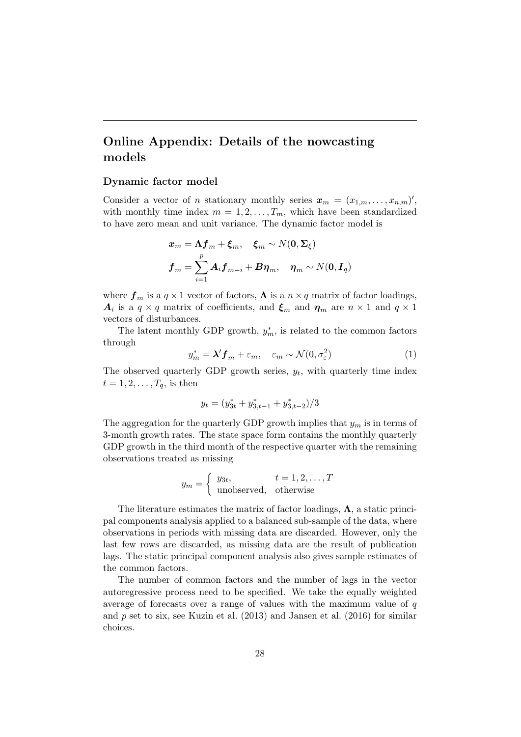## Online Appendix: Details of the nowcasting models

### Dynamic factor model

Consider a vector of $n$ stationary monthly series $\boldsymbol{x}_m = (x_{1,m}, \ldots, x_{n,m})'$, with monthly time index $m = 1, 2, \ldots, T_m$, which have been standardized to have zero mean and unit variance. The dynamic factor model is

$$\boldsymbol{x}_m = \boldsymbol{\Lambda} \boldsymbol{f}_m + \boldsymbol{\xi}_m, \quad \boldsymbol{\xi}_m \sim N(\boldsymbol{0}, \boldsymbol{\Sigma}_\xi)$$

$$\boldsymbol{f}_m = \sum_{i=1}^{p} \boldsymbol{A}_i \boldsymbol{f}_{m-i} + \boldsymbol{B} \boldsymbol{\eta}_m, \quad \boldsymbol{\eta}_m \sim N(\boldsymbol{0}, \boldsymbol{I}_q)$$

where $\boldsymbol{f}_m$ is a $q \times 1$ vector of factors, $\boldsymbol{\Lambda}$ is a $n \times q$ matrix of factor loadings, $\boldsymbol{A}_i$ is a $q \times q$ matrix of coefficients, and $\boldsymbol{\xi}_m$ and $\boldsymbol{\eta}_m$ are $n \times 1$ and $q \times 1$ vectors of disturbances.

The latent monthly GDP growth, $y_m^*$, is related to the common factors through

$$y_m^* = \boldsymbol{\lambda}' \boldsymbol{f}_m + \varepsilon_m, \quad \varepsilon_m \sim \mathcal{N}(0, \sigma_\varepsilon^2) \tag{1}$$

The observed quarterly GDP growth series, $y_t$, with quarterly time index $t = 1, 2, \ldots, T_q$, is then

$$y_t = (y_{3t}^* + y_{3,t-1}^* + y_{3,t-2}^*)/3$$

The aggregation for the quarterly GDP growth implies that $y_m$ is in terms of 3-month growth rates. The state space form contains the monthly quarterly GDP growth in the third month of the respective quarter with the remaining observations treated as missing

$$y_m = \begin{cases} y_{3t}, & t = 1, 2, \ldots, T \\ \text{unobserved}, & \text{otherwise} \end{cases}$$

The literature estimates the matrix of factor loadings, $\boldsymbol{\Lambda}$, a static principal components analysis applied to a balanced sub-sample of the data, where observations in periods with missing data are discarded. However, only the last few rows are discarded, as missing data are the result of publication lags. The static principal component analysis also gives sample estimates of the common factors.

The number of common factors and the number of lags in the vector autoregressive process need to be specified. We take the equally weighted average of forecasts over a range of values with the maximum value of $q$ and $p$ set to six, see Kuzin et al. (2013) and Jansen et al. (2016) for similar choices.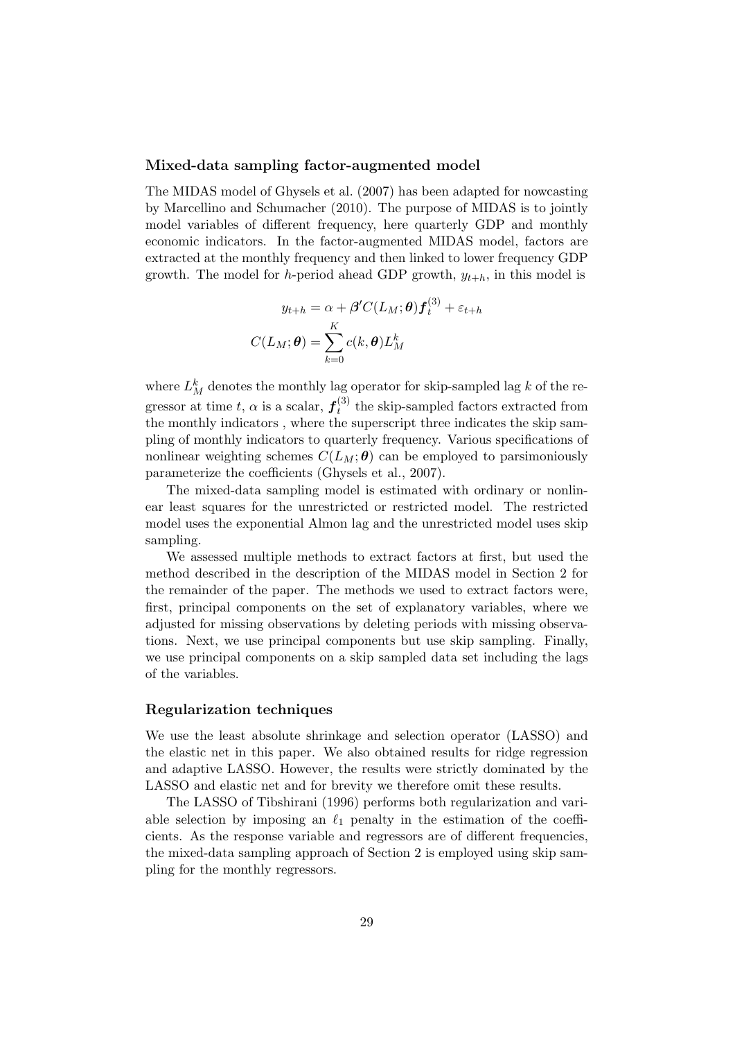### Mixed-data sampling factor-augmented model

The MIDAS model of Ghysels et al. (2007) has been adapted for nowcasting by Marcellino and Schumacher (2010). The purpose of MIDAS is to jointly model variables of different frequency, here quarterly GDP and monthly economic indicators. In the factor-augmented MIDAS model, factors are extracted at the monthly frequency and then linked to lower frequency GDP growth. The model for $h$-period ahead GDP growth, $y_{t+h}$, in this model is

$$
\begin{aligned}
y_{t+h} &= \alpha + \boldsymbol{\beta}' C(L_M; \boldsymbol{\theta}) \boldsymbol{f}_t^{(3)} + \varepsilon_{t+h} \\
C(L_M; \boldsymbol{\theta}) &= \sum_{k=0}^{K} c(k, \boldsymbol{\theta}) L_M^k
\end{aligned}
$$

where $L_M^k$ denotes the monthly lag operator for skip-sampled lag $k$ of the regressor at time $t$, $\alpha$ is a scalar, $\boldsymbol{f}_t^{(3)}$ the skip-sampled factors extracted from the monthly indicators , where the superscript three indicates the skip sampling of monthly indicators to quarterly frequency. Various specifications of nonlinear weighting schemes $C(L_M; \boldsymbol{\theta})$ can be employed to parsimoniously parameterize the coefficients (Ghysels et al., 2007).

The mixed-data sampling model is estimated with ordinary or nonlinear least squares for the unrestricted or restricted model. The restricted model uses the exponential Almon lag and the unrestricted model uses skip sampling.

We assessed multiple methods to extract factors at first, but used the method described in the description of the MIDAS model in Section 2 for the remainder of the paper. The methods we used to extract factors were, first, principal components on the set of explanatory variables, where we adjusted for missing observations by deleting periods with missing observations. Next, we use principal components but use skip sampling. Finally, we use principal components on a skip sampled data set including the lags of the variables.

### Regularization techniques

We use the least absolute shrinkage and selection operator (LASSO) and the elastic net in this paper. We also obtained results for ridge regression and adaptive LASSO. However, the results were strictly dominated by the LASSO and elastic net and for brevity we therefore omit these results.

The LASSO of Tibshirani (1996) performs both regularization and variable selection by imposing an $\ell_1$ penalty in the estimation of the coefficients. As the response variable and regressors are of different frequencies, the mixed-data sampling approach of Section 2 is employed using skip sampling for the monthly regressors.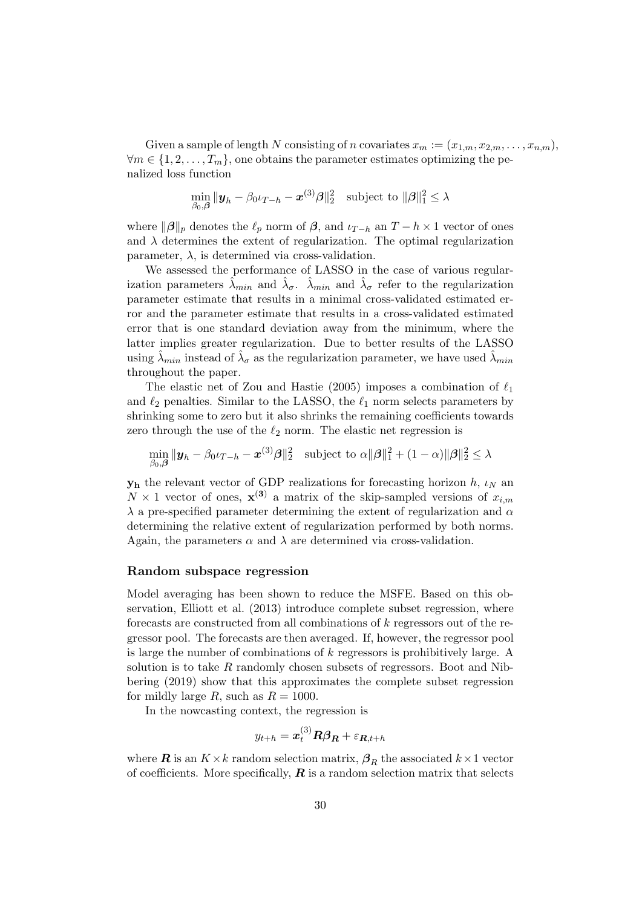Given a sample of length $N$ consisting of $n$ covariates $x_m := (x_{1,m}, x_{2,m}, \ldots, x_{n,m})$, $\forall m \in \{1, 2, \ldots, T_m\}$, one obtains the parameter estimates optimizing the penalized loss function

$$\min_{\beta_0, \boldsymbol{\beta}} \|\boldsymbol{y}_h - \beta_0 \iota_{T-h} - \boldsymbol{x}^{(3)}\boldsymbol{\beta}\|_2^2 \quad \text{subject to } \|\boldsymbol{\beta}\|_1^2 \leq \lambda$$

where $\|\boldsymbol{\beta}\|_p$ denotes the $\ell_p$ norm of $\boldsymbol{\beta}$, and $\iota_{T-h}$ an $T-h \times 1$ vector of ones and $\lambda$ determines the extent of regularization. The optimal regularization parameter, $\lambda$, is determined via cross-validation.

We assessed the performance of LASSO in the case of various regularization parameters $\hat{\lambda}_{min}$ and $\hat{\lambda}_\sigma$. $\hat{\lambda}_{min}$ and $\hat{\lambda}_\sigma$ refer to the regularization parameter estimate that results in a minimal cross-validated estimated error and the parameter estimate that results in a cross-validated estimated error that is one standard deviation away from the minimum, where the latter implies greater regularization. Due to better results of the LASSO using $\hat{\lambda}_{min}$ instead of $\hat{\lambda}_\sigma$ as the regularization parameter, we have used $\hat{\lambda}_{min}$ throughout the paper.

The elastic net of Zou and Hastie (2005) imposes a combination of $\ell_1$ and $\ell_2$ penalties. Similar to the LASSO, the $\ell_1$ norm selects parameters by shrinking some to zero but it also shrinks the remaining coefficients towards zero through the use of the $\ell_2$ norm. The elastic net regression is

$$\min_{\beta_0, \boldsymbol{\beta}} \|\boldsymbol{y}_h - \beta_0 \iota_{T-h} - \boldsymbol{x}^{(3)}\boldsymbol{\beta}\|_2^2 \quad \text{subject to } \alpha\|\boldsymbol{\beta}\|_1^2 + (1-\alpha)\|\boldsymbol{\beta}\|_2^2 \leq \lambda$$

$\mathbf{y_h}$ the relevant vector of GDP realizations for forecasting horizon $h$, $\iota_N$ an $N \times 1$ vector of ones, $\mathbf{x^{(3)}}$ a matrix of the skip-sampled versions of $x_{i,m}$ $\lambda$ a pre-specified parameter determining the extent of regularization and $\alpha$ determining the relative extent of regularization performed by both norms. Again, the parameters $\alpha$ and $\lambda$ are determined via cross-validation.

### Random subspace regression

Model averaging has been shown to reduce the MSFE. Based on this observation, Elliott et al. (2013) introduce complete subset regression, where forecasts are constructed from all combinations of $k$ regressors out of the regressor pool. The forecasts are then averaged. If, however, the regressor pool is large the number of combinations of $k$ regressors is prohibitively large. A solution is to take $R$ randomly chosen subsets of regressors. Boot and Nibbering (2019) show that this approximates the complete subset regression for mildly large $R$, such as $R = 1000$.

In the nowcasting context, the regression is

$$y_{t+h} = \boldsymbol{x}_t^{(3)}\boldsymbol{R}\boldsymbol{\beta}_{\boldsymbol{R}} + \varepsilon_{\boldsymbol{R},t+h}$$

where $\boldsymbol{R}$ is an $K \times k$ random selection matrix, $\boldsymbol{\beta}_R$ the associated $k \times 1$ vector of coefficients. More specifically, $\boldsymbol{R}$ is a random selection matrix that selects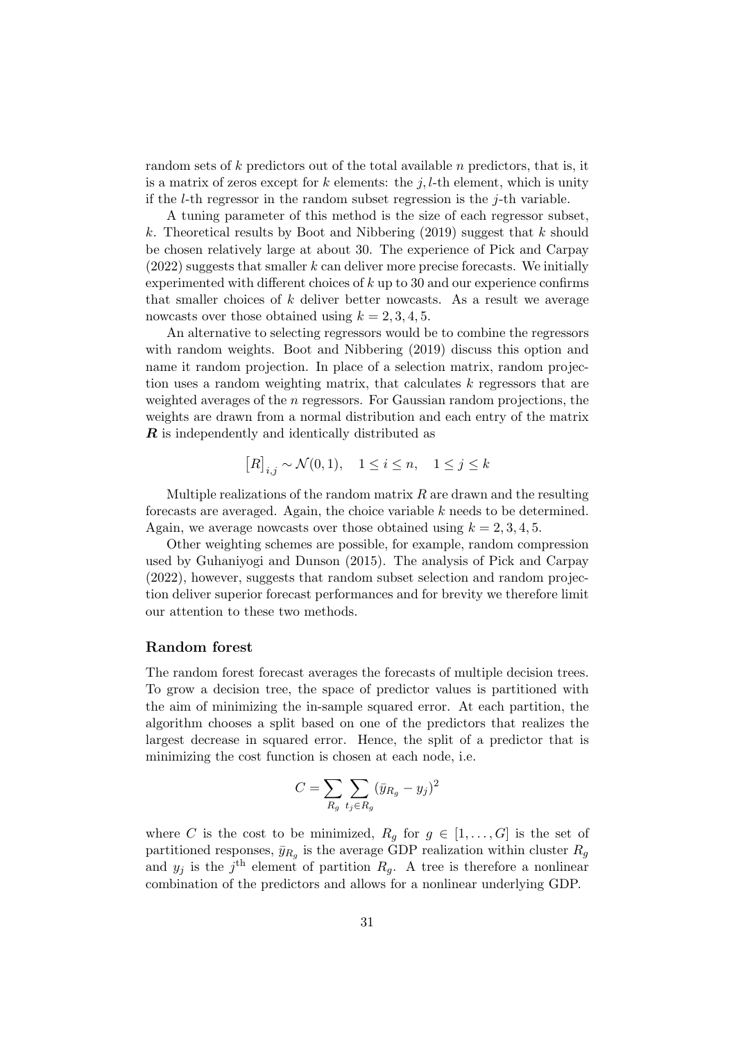random sets of $k$ predictors out of the total available $n$ predictors, that is, it is a matrix of zeros except for $k$ elements: the $j, l$-th element, which is unity if the $l$-th regressor in the random subset regression is the $j$-th variable.

A tuning parameter of this method is the size of each regressor subset, $k$. Theoretical results by Boot and Nibbering (2019) suggest that $k$ should be chosen relatively large at about 30. The experience of Pick and Carpay (2022) suggests that smaller $k$ can deliver more precise forecasts. We initially experimented with different choices of $k$ up to 30 and our experience confirms that smaller choices of $k$ deliver better nowcasts. As a result we average nowcasts over those obtained using $k = 2, 3, 4, 5$.

An alternative to selecting regressors would be to combine the regressors with random weights. Boot and Nibbering (2019) discuss this option and name it random projection. In place of a selection matrix, random projection uses a random weighting matrix, that calculates $k$ regressors that are weighted averages of the $n$ regressors. For Gaussian random projections, the weights are drawn from a normal distribution and each entry of the matrix $\boldsymbol{R}$ is independently and identically distributed as

$$\left[R\right]_{i,j} \sim \mathcal{N}(0, 1), \quad 1 \leq i \leq n, \quad 1 \leq j \leq k$$

Multiple realizations of the random matrix $R$ are drawn and the resulting forecasts are averaged. Again, the choice variable $k$ needs to be determined. Again, we average nowcasts over those obtained using $k = 2, 3, 4, 5$.

Other weighting schemes are possible, for example, random compression used by Guhaniyogi and Dunson (2015). The analysis of Pick and Carpay (2022), however, suggests that random subset selection and random projection deliver superior forecast performances and for brevity we therefore limit our attention to these two methods.

### Random forest

The random forest forecast averages the forecasts of multiple decision trees. To grow a decision tree, the space of predictor values is partitioned with the aim of minimizing the in-sample squared error. At each partition, the algorithm chooses a split based on one of the predictors that realizes the largest decrease in squared error. Hence, the split of a predictor that is minimizing the cost function is chosen at each node, i.e.

$$C = \sum_{R_g} \sum_{t_j \in R_g} \left(\bar{y}_{R_g} - y_j\right)^2$$

where $C$ is the cost to be minimized, $R_g$ for $g \in [1, \ldots, G]$ is the set of partitioned responses, $\bar{y}_{R_g}$ is the average GDP realization within cluster $R_g$ and $y_j$ is the $j^{\text{th}}$ element of partition $R_g$. A tree is therefore a nonlinear combination of the predictors and allows for a nonlinear underlying GDP.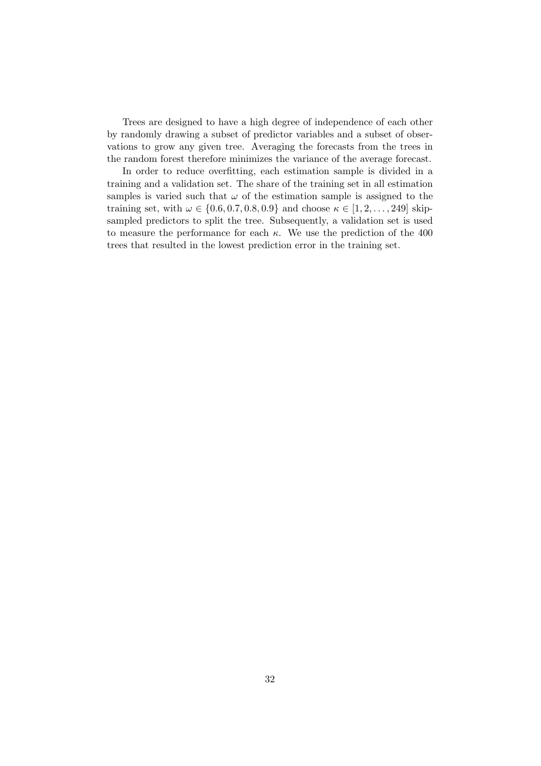Trees are designed to have a high degree of independence of each other by randomly drawing a subset of predictor variables and a subset of observations to grow any given tree. Averaging the forecasts from the trees in the random forest therefore minimizes the variance of the average forecast.

In order to reduce overfitting, each estimation sample is divided in a training and a validation set. The share of the training set in all estimation samples is varied such that $\omega$ of the estimation sample is assigned to the training set, with $\omega \in \{0.6, 0.7, 0.8, 0.9\}$ and choose $\kappa \in [1, 2, \ldots, 249]$ skip-sampled predictors to split the tree. Subsequently, a validation set is used to measure the performance for each $\kappa$. We use the prediction of the 400 trees that resulted in the lowest prediction error in the training set.